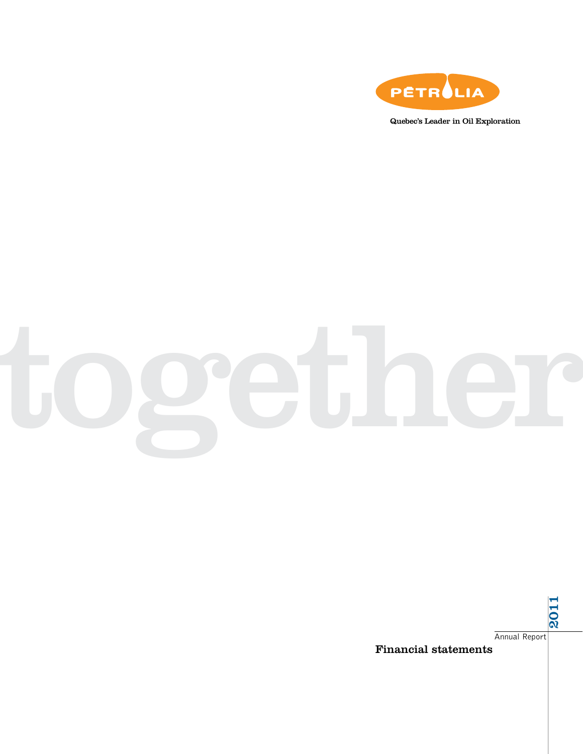PÉTROLIA

Quebec's Leader in Oil Exploration

together

2011

Annual Report

# Financial statements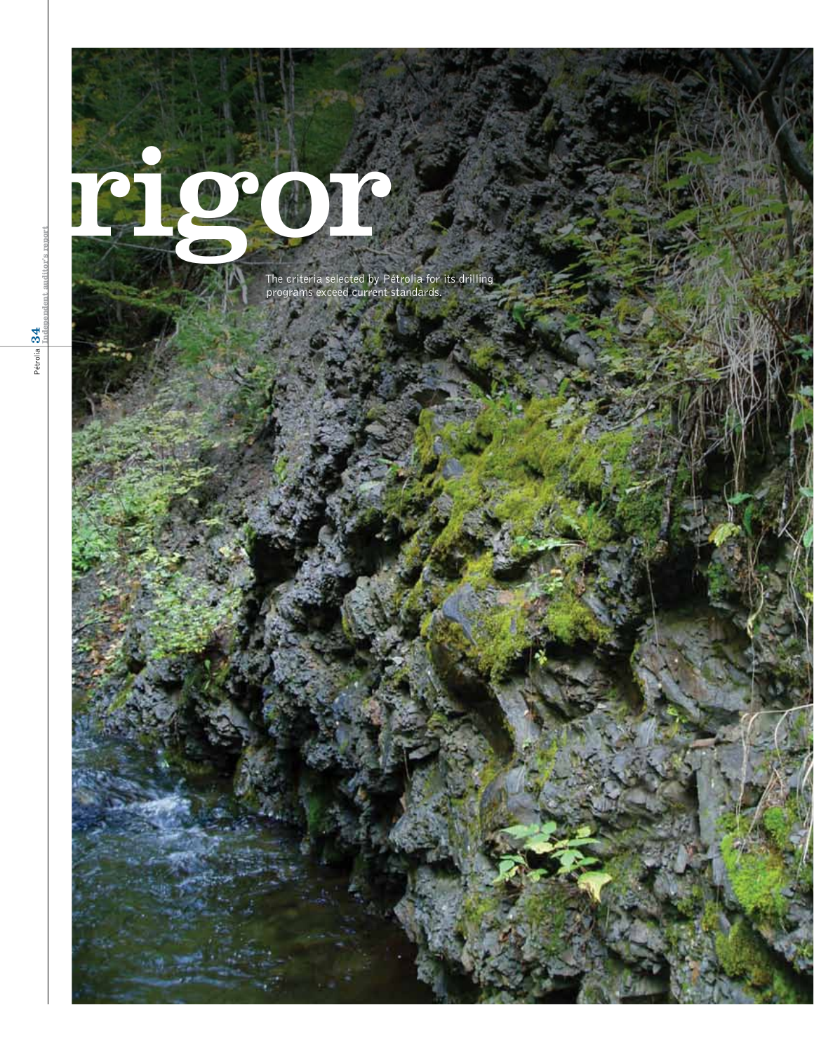# rigor

The criteria selected by Pétrolia for its drilling programs exceed current standards.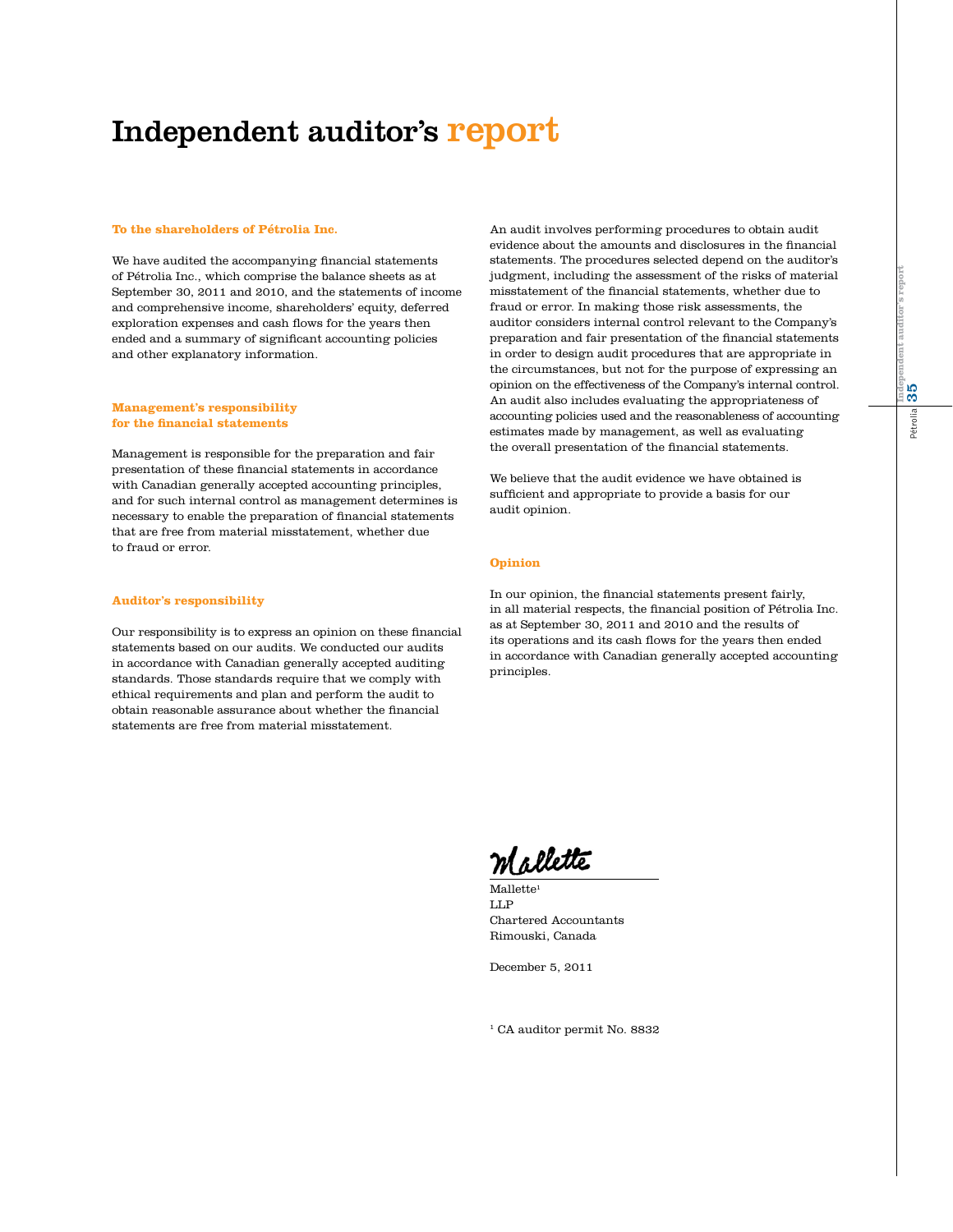# Independent auditor's report

**To the shareholders of Pétrolia Inc.**

We have audited the accompanying financial statements of Pétrolia Inc., which comprise the balance sheets as at September 30, 2011 and 2010, and the statements of income and comprehensive income, shareholders' equity, deferred exploration expenses and cash flows for the years then ended and a summary of significant accounting policies and other explanatory information.

## Management's responsibility for the financial statements

Management is responsible for the preparation and fair presentation of these financial statements in accordance with Canadian generally accepted accounting principles, and for such internal control as management determines is necessary to enable the preparation of financial statements that are free from material misstatement, whether due to fraud or error.

## Auditor's responsibility

Our responsibility is to express an opinion on these financial statements based on our audits. We conducted our audits in accordance with Canadian generally accepted auditing standards. Those standards require that we comply with ethical requirements and plan and perform the audit to obtain reasonable assurance about whether the financial statements are free from material misstatement.

An audit involves performing procedures to obtain audit evidence about the amounts and disclosures in the financial statements. The procedures selected depend on the auditor's judgment, including the assessment of the risks of material misstatement of the financial statements, whether due to fraud or error. In making those risk assessments, the auditor considers internal control relevant to the Company's preparation and fair presentation of the financial statements in order to design audit procedures that are appropriate in the circumstances, but not for the purpose of expressing an opinion on the effectiveness of the Company's internal control. An audit also includes evaluating the appropriateness of accounting policies used and the reasonableness of accounting estimates made by management, as well as evaluating the overall presentation of the financial statements.

We believe that the audit evidence we have obtained is sufficient and appropriate to provide a basis for our audit opinion.

## Opinion

In our opinion, the financial statements present fairly, in all material respects, the financial position of Pétrolia Inc. as at September 30, 2011 and 2010 and the results of its operations and its cash flows for the years then ended in accordance with Canadian generally accepted accounting principles.

Mallette

Mallette[1]
LLP
Chartered Accountants
Rimouski, Canada

December 5, 2011

[1] CA auditor permit No. 8832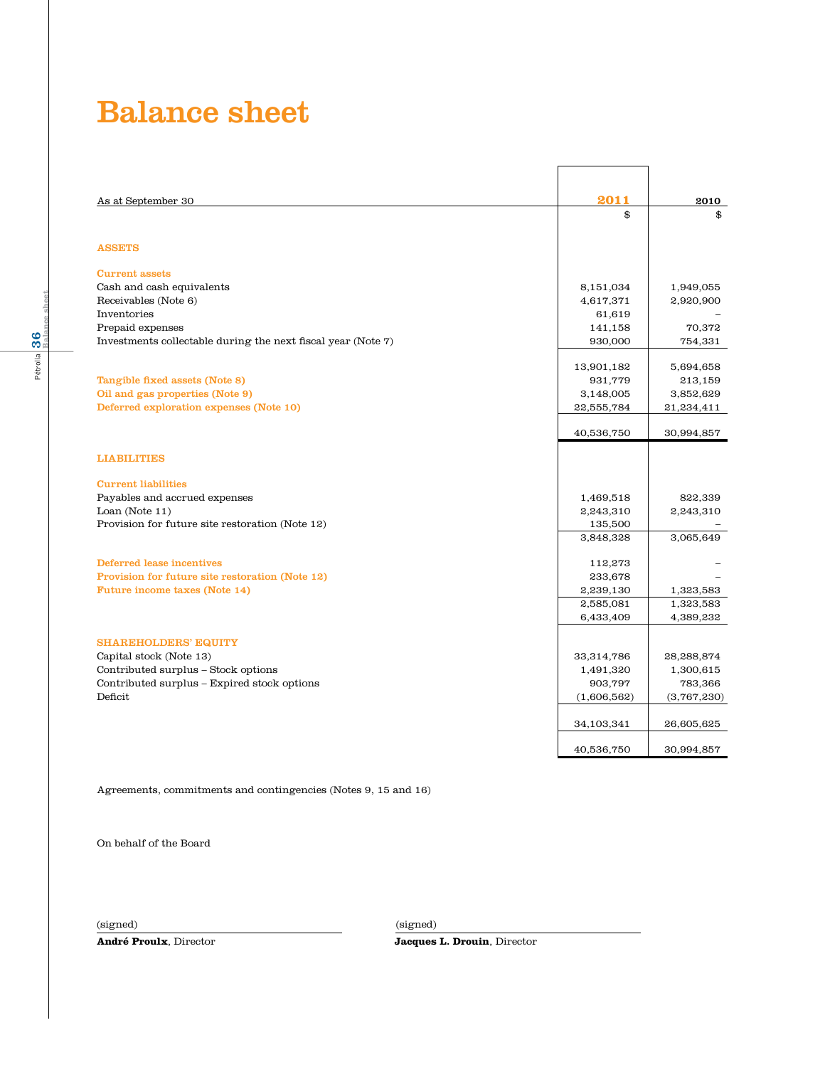# Balance sheet

| As at September 30 | 2011 | 2010 |
|---|---|---|
| | $ | $ |
| **ASSETS** | | |
| **Current assets** | | |
| Cash and cash equivalents | 8,151,034 | 1,949,055 |
| Receivables (Note 6) | 4,617,371 | 2,920,900 |
| Inventories | 61,619 | – |
| Prepaid expenses | 141,158 | 70,372 |
| Investments collectable during the next fiscal year (Note 7) | 930,000 | 754,331 |
| | 13,901,182 | 5,694,658 |
| **Tangible fixed assets (Note 8)** | 931,779 | 213,159 |
| **Oil and gas properties (Note 9)** | 3,148,005 | 3,852,629 |
| **Deferred exploration expenses (Note 10)** | 22,555,784 | 21,234,411 |
| | 40,536,750 | 30,994,857 |
| **LIABILITIES** | | |
| **Current liabilities** | | |
| Payables and accrued expenses | 1,469,518 | 822,339 |
| Loan (Note 11) | 2,243,310 | 2,243,310 |
| Provision for future site restoration (Note 12) | 135,500 | – |
| | 3,848,328 | 3,065,649 |
| **Deferred lease incentives** | 112,273 | – |
| **Provision for future site restoration (Note 12)** | 233,678 | – |
| **Future income taxes (Note 14)** | 2,239,130 | 1,323,583 |
| | 2,585,081 | 1,323,583 |
| | 6,433,409 | 4,389,232 |
| **SHAREHOLDERS' EQUITY** | | |
| Capital stock (Note 13) | 33,314,786 | 28,288,874 |
| Contributed surplus – Stock options | 1,491,320 | 1,300,615 |
| Contributed surplus – Expired stock options | 903,797 | 783,366 |
| Deficit | (1,606,562) | (3,767,230) |
| | 34,103,341 | 26,605,625 |
| | 40,536,750 | 30,994,857 |

Agreements, commitments and contingencies (Notes 9, 15 and 16)

On behalf of the Board

(signed)
**André Proulx**, Director

(signed)
**Jacques L. Drouin**, Director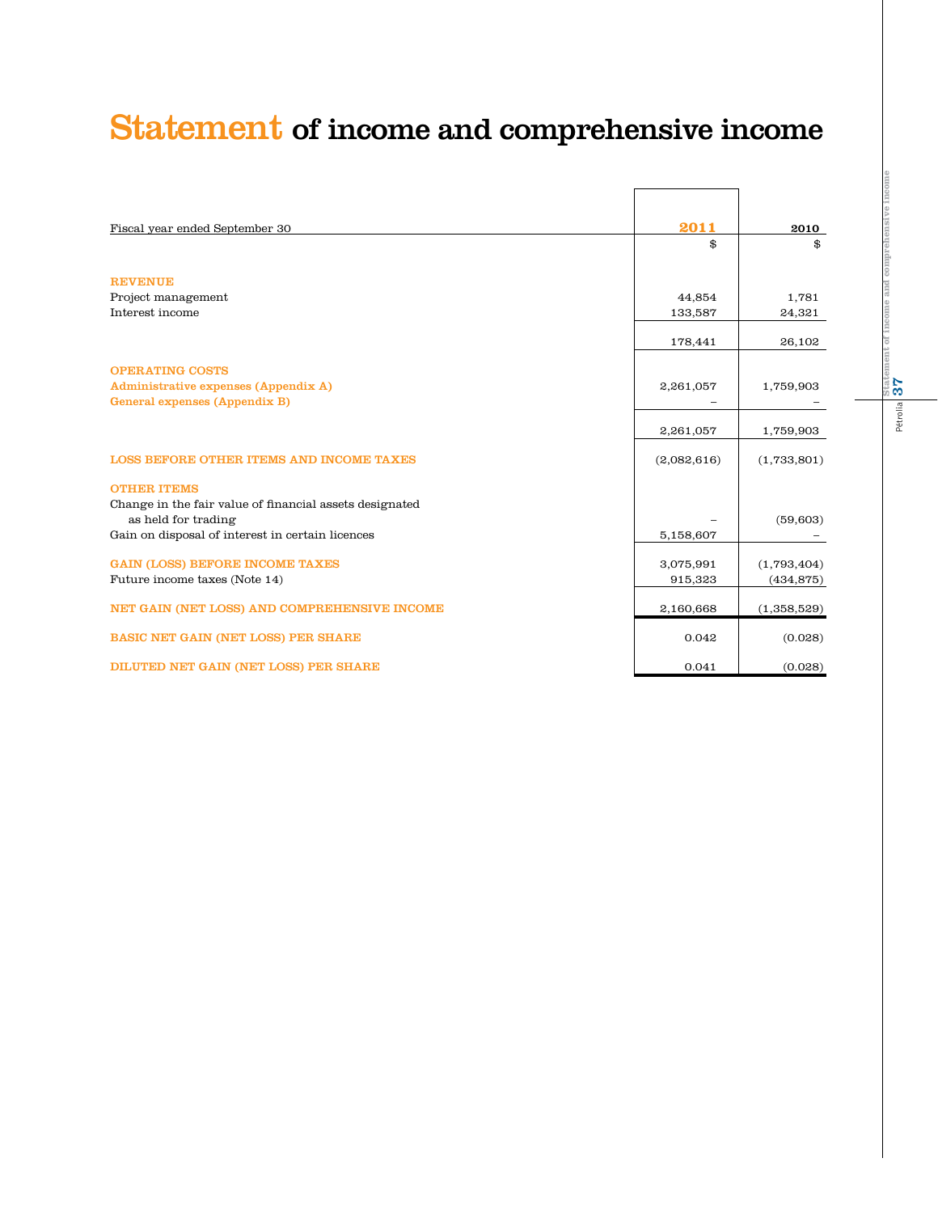# Statement of income and comprehensive income

| Fiscal year ended September 30 | 2011 | 2010 |
|---|---|---|
| | $ | $ |
| **REVENUE** | | |
| Project management | 44,854 | 1,781 |
| Interest income | 133,587 | 24,321 |
| | 178,441 | 26,102 |
| **OPERATING COSTS** | | |
| Administrative expenses (Appendix A) | 2,261,057 | 1,759,903 |
| General expenses (Appendix B) | – | – |
| | 2,261,057 | 1,759,903 |
| **LOSS BEFORE OTHER ITEMS AND INCOME TAXES** | (2,082,616) | (1,733,801) |
| **OTHER ITEMS** | | |
| Change in the fair value of financial assets designated as held for trading | – | (59,603) |
| Gain on disposal of interest in certain licences | 5,158,607 | – |
| **GAIN (LOSS) BEFORE INCOME TAXES** | 3,075,991 | (1,793,404) |
| Future income taxes (Note 14) | 915,323 | (434,875) |
| **NET GAIN (NET LOSS) AND COMPREHENSIVE INCOME** | 2,160,668 | (1,358,529) |
| **BASIC NET GAIN (NET LOSS) PER SHARE** | 0.042 | (0.028) |
| **DILUTED NET GAIN (NET LOSS) PER SHARE** | 0.041 | (0.028) |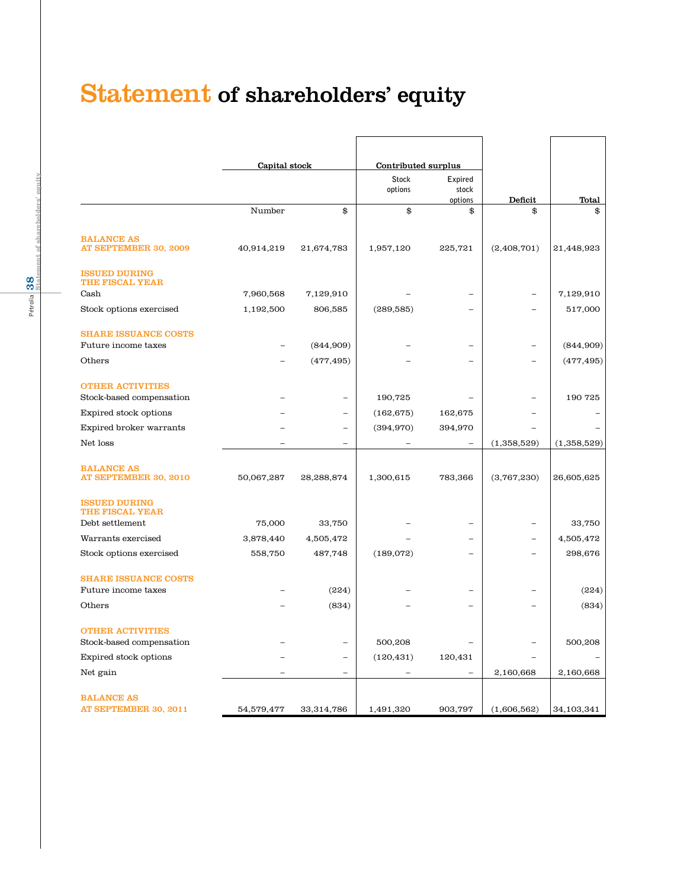# Statement of shareholders' equity

| | Capital stock | | Contributed surplus | | | |
|---|---|---|---|---|---|---|
| | | | Stock options | Expired stock options | Deficit | Total |
| | Number | $ | $ | $ | $ | $ |
| **BALANCE AS AT SEPTEMBER 30, 2009** | 40,914,219 | 21,674,783 | 1,957,120 | 225,721 | (2,408,701) | 21,448,923 |
| **ISSUED DURING THE FISCAL YEAR** | | | | | | |
| Cash | 7,960,568 | 7,129,910 | – | – | – | 7,129,910 |
| Stock options exercised | 1,192,500 | 806,585 | (289,585) | – | – | 517,000 |
| **SHARE ISSUANCE COSTS** | | | | | | |
| Future income taxes | – | (844,909) | – | – | – | (844,909) |
| Others | – | (477,495) | – | – | – | (477,495) |
| **OTHER ACTIVITIES** | | | | | | |
| Stock-based compensation | – | – | 190,725 | – | – | 190 725 |
| Expired stock options | – | – | (162,675) | 162,675 | – | – |
| Expired broker warrants | – | – | (394,970) | 394,970 | – | – |
| Net loss | – | – | – | – | (1,358,529) | (1,358,529) |
| **BALANCE AS AT SEPTEMBER 30, 2010** | 50,067,287 | 28,288,874 | 1,300,615 | 783,366 | (3,767,230) | 26,605,625 |
| **ISSUED DURING THE FISCAL YEAR** | | | | | | |
| Debt settlement | 75,000 | 33,750 | – | – | – | 33,750 |
| Warrants exercised | 3,878,440 | 4,505,472 | – | – | – | 4,505,472 |
| Stock options exercised | 558,750 | 487,748 | (189,072) | – | – | 298,676 |
| **SHARE ISSUANCE COSTS** | | | | | | |
| Future income taxes | – | (224) | – | – | – | (224) |
| Others | – | (834) | – | – | – | (834) |
| **OTHER ACTIVITIES** | | | | | | |
| Stock-based compensation | – | – | 500,208 | – | – | 500,208 |
| Expired stock options | – | – | (120,431) | 120,431 | – | – |
| Net gain | – | – | – | – | 2,160,668 | 2,160,668 |
| **BALANCE AS AT SEPTEMBER 30, 2011** | 54,579,477 | 33,314,786 | 1,491,320 | 903,797 | (1,606,562) | 34,103,341 |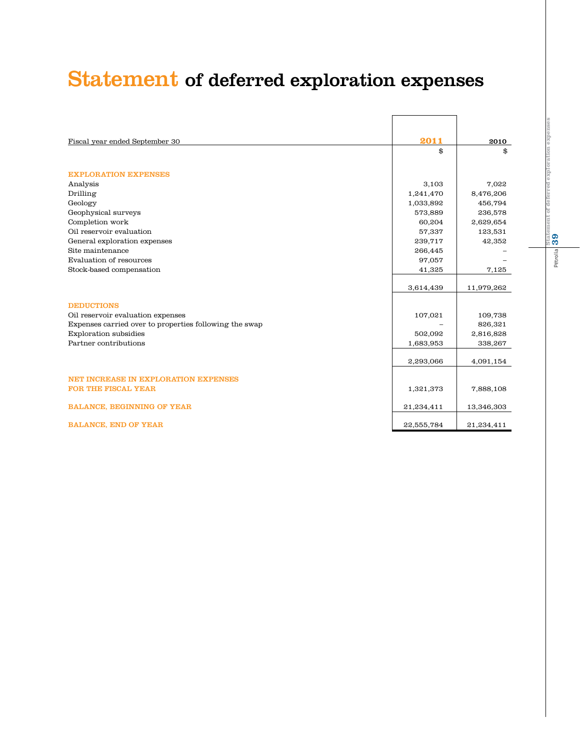# Statement of deferred exploration expenses

| Fiscal year ended September 30 | 2011 | 2010 |
|---|---|---|
| | $ | $ |
| **EXPLORATION EXPENSES** | | |
| Analysis | 3,103 | 7,022 |
| Drilling | 1,241,470 | 8,476,206 |
| Geology | 1,033,892 | 456,794 |
| Geophysical surveys | 573,889 | 236,578 |
| Completion work | 60,204 | 2,629,654 |
| Oil reservoir evaluation | 57,337 | 123,531 |
| General exploration expenses | 239,717 | 42,352 |
| Site maintenance | 266,445 | – |
| Evaluation of resources | 97,057 | – |
| Stock-based compensation | 41,325 | 7,125 |
| | 3,614,439 | 11,979,262 |
| **DEDUCTIONS** | | |
| Oil reservoir evaluation expenses | 107,021 | 109,738 |
| Expenses carried over to properties following the swap | – | 826,321 |
| Exploration subsidies | 502,092 | 2,816,828 |
| Partner contributions | 1,683,953 | 338,267 |
| | 2,293,066 | 4,091,154 |
| **NET INCREASE IN EXPLORATION EXPENSES FOR THE FISCAL YEAR** | 1,321,373 | 7,888,108 |
| **BALANCE, BEGINNING OF YEAR** | 21,234,411 | 13,346,303 |
| **BALANCE, END OF YEAR** | 22,555,784 | 21,234,411 |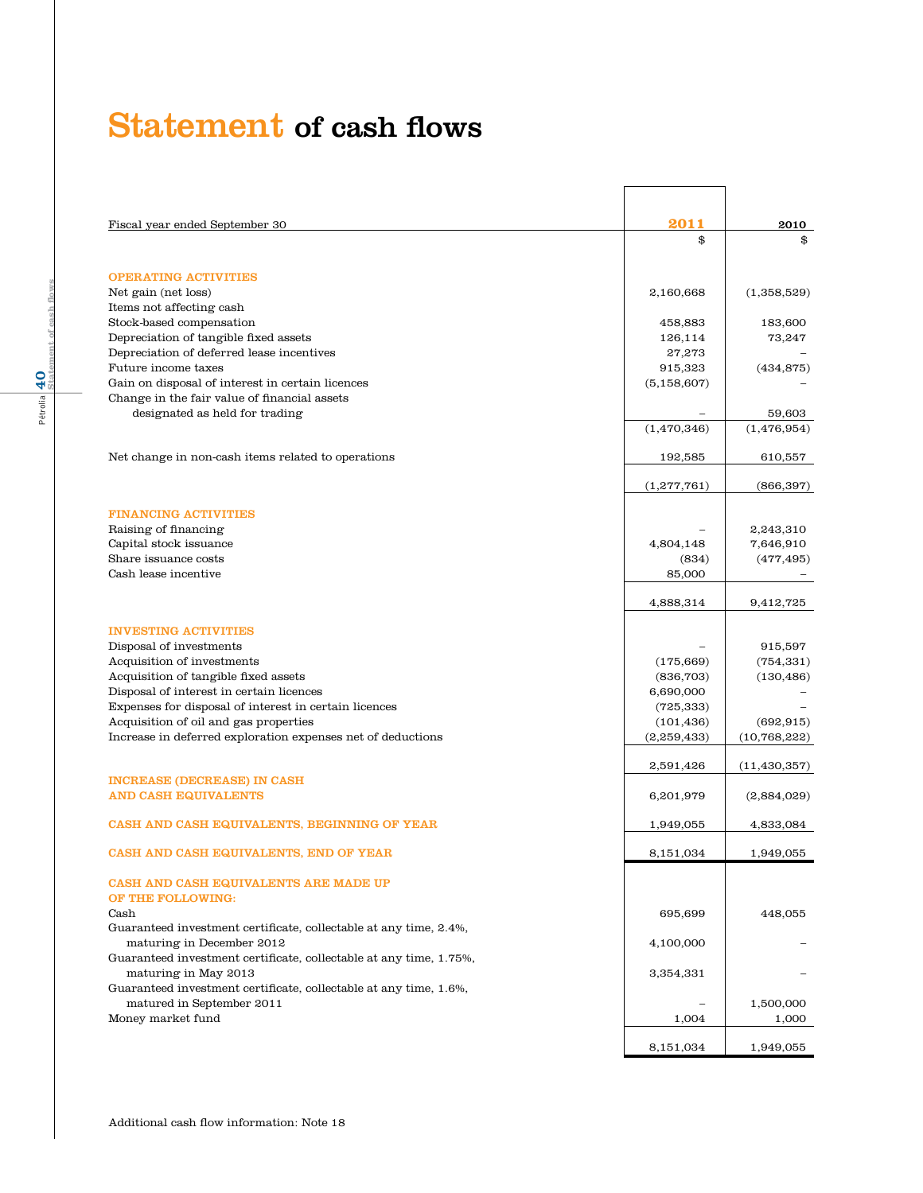# Statement of cash flows

| Fiscal year ended September 30 | 2011 | 2010 |
|---|---|---|
| | $ | $ |
| **OPERATING ACTIVITIES** | | |
| Net gain (net loss) | 2,160,668 | (1,358,529) |
| Items not affecting cash | | |
| Stock-based compensation | 458,883 | 183,600 |
| Depreciation of tangible fixed assets | 126,114 | 73,247 |
| Depreciation of deferred lease incentives | 27,273 | – |
| Future income taxes | 915,323 | (434,875) |
| Gain on disposal of interest in certain licences | (5,158,607) | – |
| Change in the fair value of financial assets designated as held for trading | – | 59,603 |
| | (1,470,346) | (1,476,954) |
| Net change in non-cash items related to operations | 192,585 | 610,557 |
| | (1,277,761) | (866,397) |
| **FINANCING ACTIVITIES** | | |
| Raising of financing | – | 2,243,310 |
| Capital stock issuance | 4,804,148 | 7,646,910 |
| Share issuance costs | (834) | (477,495) |
| Cash lease incentive | 85,000 | – |
| | 4,888,314 | 9,412,725 |
| **INVESTING ACTIVITIES** | | |
| Disposal of investments | – | 915,597 |
| Acquisition of investments | (175,669) | (754,331) |
| Acquisition of tangible fixed assets | (836,703) | (130,486) |
| Disposal of interest in certain licences | 6,690,000 | – |
| Expenses for disposal of interest in certain licences | (725,333) | – |
| Acquisition of oil and gas properties | (101,436) | (692,915) |
| Increase in deferred exploration expenses net of deductions | (2,259,433) | (10,768,222) |
| | 2,591,426 | (11,430,357) |
| **INCREASE (DECREASE) IN CASH AND CASH EQUIVALENTS** | 6,201,979 | (2,884,029) |
| **CASH AND CASH EQUIVALENTS, BEGINNING OF YEAR** | 1,949,055 | 4,833,084 |
| **CASH AND CASH EQUIVALENTS, END OF YEAR** | 8,151,034 | 1,949,055 |
| **CASH AND CASH EQUIVALENTS ARE MADE UP OF THE FOLLOWING:** | | |
| Cash | 695,699 | 448,055 |
| Guaranteed investment certificate, collectable at any time, 2.4%, maturing in December 2012 | 4,100,000 | – |
| Guaranteed investment certificate, collectable at any time, 1.75%, maturing in May 2013 | 3,354,331 | – |
| Guaranteed investment certificate, collectable at any time, 1.6%, matured in September 2011 | – | 1,500,000 |
| Money market fund | 1,004 | 1,000 |
| | 8,151,034 | 1,949,055 |

Additional cash flow information: Note 18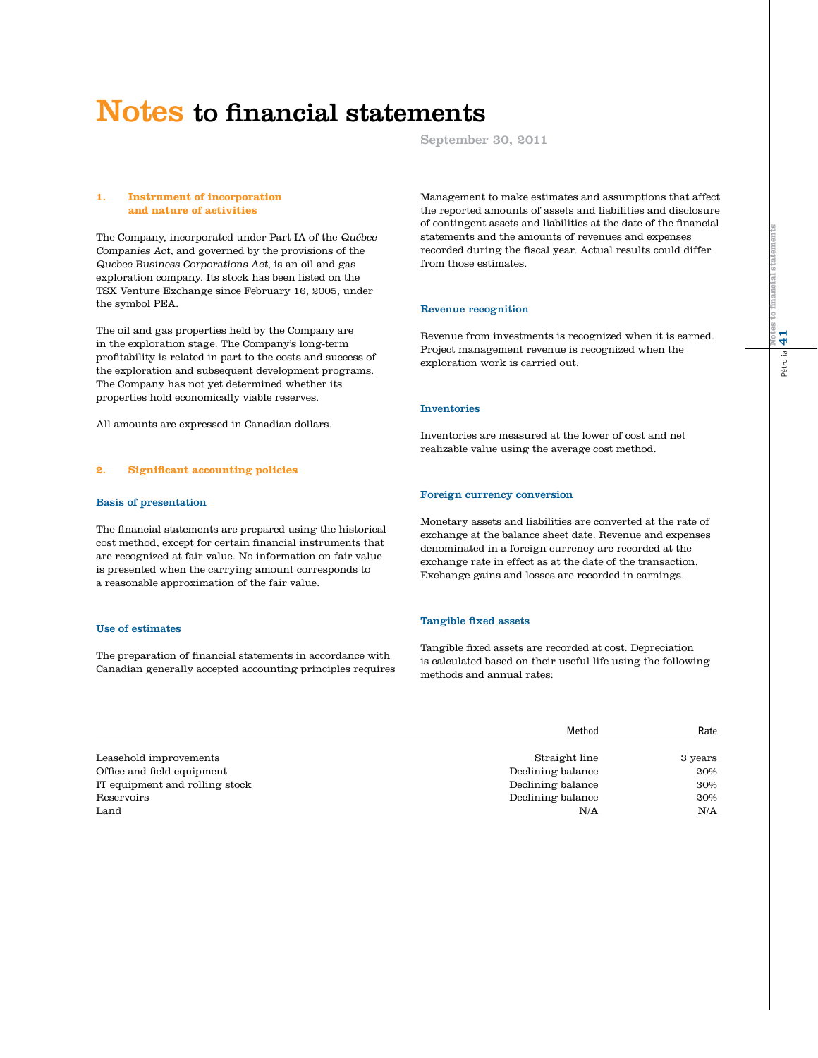# Notes to financial statements

September 30, 2011

## 1. Instrument of incorporation and nature of activities

The Company, incorporated under Part IA of the *Québec Companies Act*, and governed by the provisions of the *Quebec Business Corporations Act*, is an oil and gas exploration company. Its stock has been listed on the TSX Venture Exchange since February 16, 2005, under the symbol PEA.

The oil and gas properties held by the Company are in the exploration stage. The Company's long-term profitability is related in part to the costs and success of the exploration and subsequent development programs. The Company has not yet determined whether its properties hold economically viable reserves.

All amounts are expressed in Canadian dollars.

## 2. Significant accounting policies

### Basis of presentation

The financial statements are prepared using the historical cost method, except for certain financial instruments that are recognized at fair value. No information on fair value is presented when the carrying amount corresponds to a reasonable approximation of the fair value.

### Use of estimates

The preparation of financial statements in accordance with Canadian generally accepted accounting principles requires Management to make estimates and assumptions that affect the reported amounts of assets and liabilities and disclosure of contingent assets and liabilities at the date of the financial statements and the amounts of revenues and expenses recorded during the fiscal year. Actual results could differ from those estimates.

### Revenue recognition

Revenue from investments is recognized when it is earned. Project management revenue is recognized when the exploration work is carried out.

### Inventories

Inventories are measured at the lower of cost and net realizable value using the average cost method.

### Foreign currency conversion

Monetary assets and liabilities are converted at the rate of exchange at the balance sheet date. Revenue and expenses denominated in a foreign currency are recorded at the exchange rate in effect as at the date of the transaction. Exchange gains and losses are recorded in earnings.

### Tangible fixed assets

Tangible fixed assets are recorded at cost. Depreciation is calculated based on their useful life using the following methods and annual rates:

| | Method | Rate |
|---|---|---|
| Leasehold improvements | Straight line | 3 years |
| Office and field equipment | Declining balance | 20% |
| IT equipment and rolling stock | Declining balance | 30% |
| Reservoirs | Declining balance | 20% |
| Land | N/A | N/A |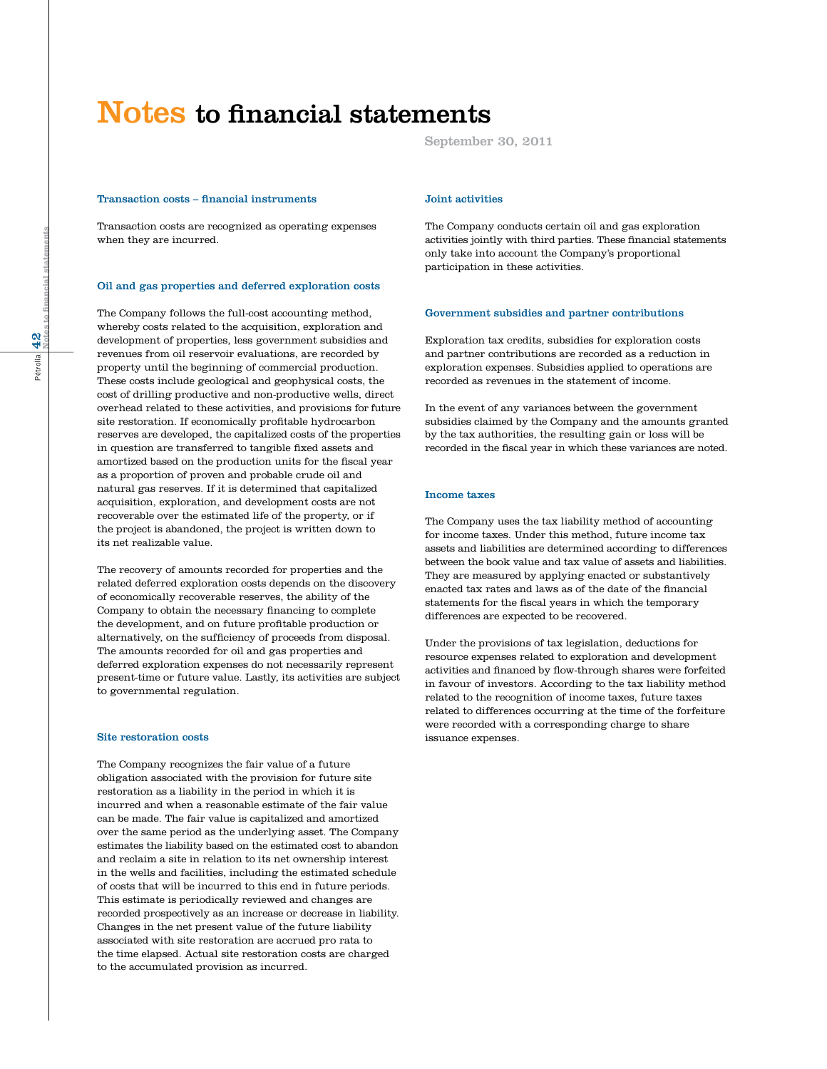# Notes to financial statements

September 30, 2011

### Transaction costs – financial instruments

Transaction costs are recognized as operating expenses when they are incurred.

### Oil and gas properties and deferred exploration costs

The Company follows the full-cost accounting method, whereby costs related to the acquisition, exploration and development of properties, less government subsidies and revenues from oil reservoir evaluations, are recorded by property until the beginning of commercial production. These costs include geological and geophysical costs, the cost of drilling productive and non-productive wells, direct overhead related to these activities, and provisions for future site restoration. If economically profitable hydrocarbon reserves are developed, the capitalized costs of the properties in question are transferred to tangible fixed assets and amortized based on the production units for the fiscal year as a proportion of proven and probable crude oil and natural gas reserves. If it is determined that capitalized acquisition, exploration, and development costs are not recoverable over the estimated life of the property, or if the project is abandoned, the project is written down to its net realizable value.

The recovery of amounts recorded for properties and the related deferred exploration costs depends on the discovery of economically recoverable reserves, the ability of the Company to obtain the necessary financing to complete the development, and on future profitable production or alternatively, on the sufficiency of proceeds from disposal. The amounts recorded for oil and gas properties and deferred exploration expenses do not necessarily represent present-time or future value. Lastly, its activities are subject to governmental regulation.

### Site restoration costs

The Company recognizes the fair value of a future obligation associated with the provision for future site restoration as a liability in the period in which it is incurred and when a reasonable estimate of the fair value can be made. The fair value is capitalized and amortized over the same period as the underlying asset. The Company estimates the liability based on the estimated cost to abandon and reclaim a site in relation to its net ownership interest in the wells and facilities, including the estimated schedule of costs that will be incurred to this end in future periods. This estimate is periodically reviewed and changes are recorded prospectively as an increase or decrease in liability. Changes in the net present value of the future liability associated with site restoration are accrued pro rata to the time elapsed. Actual site restoration costs are charged to the accumulated provision as incurred.

### Joint activities

The Company conducts certain oil and gas exploration activities jointly with third parties. These financial statements only take into account the Company's proportional participation in these activities.

### Government subsidies and partner contributions

Exploration tax credits, subsidies for exploration costs and partner contributions are recorded as a reduction in exploration expenses. Subsidies applied to operations are recorded as revenues in the statement of income.

In the event of any variances between the government subsidies claimed by the Company and the amounts granted by the tax authorities, the resulting gain or loss will be recorded in the fiscal year in which these variances are noted.

### Income taxes

The Company uses the tax liability method of accounting for income taxes. Under this method, future income tax assets and liabilities are determined according to differences between the book value and tax value of assets and liabilities. They are measured by applying enacted or substantively enacted tax rates and laws as of the date of the financial statements for the fiscal years in which the temporary differences are expected to be recovered.

Under the provisions of tax legislation, deductions for resource expenses related to exploration and development activities and financed by flow-through shares were forfeited in favour of investors. According to the tax liability method related to the recognition of income taxes, future taxes related to differences occurring at the time of the forfeiture were recorded with a corresponding charge to share issuance expenses.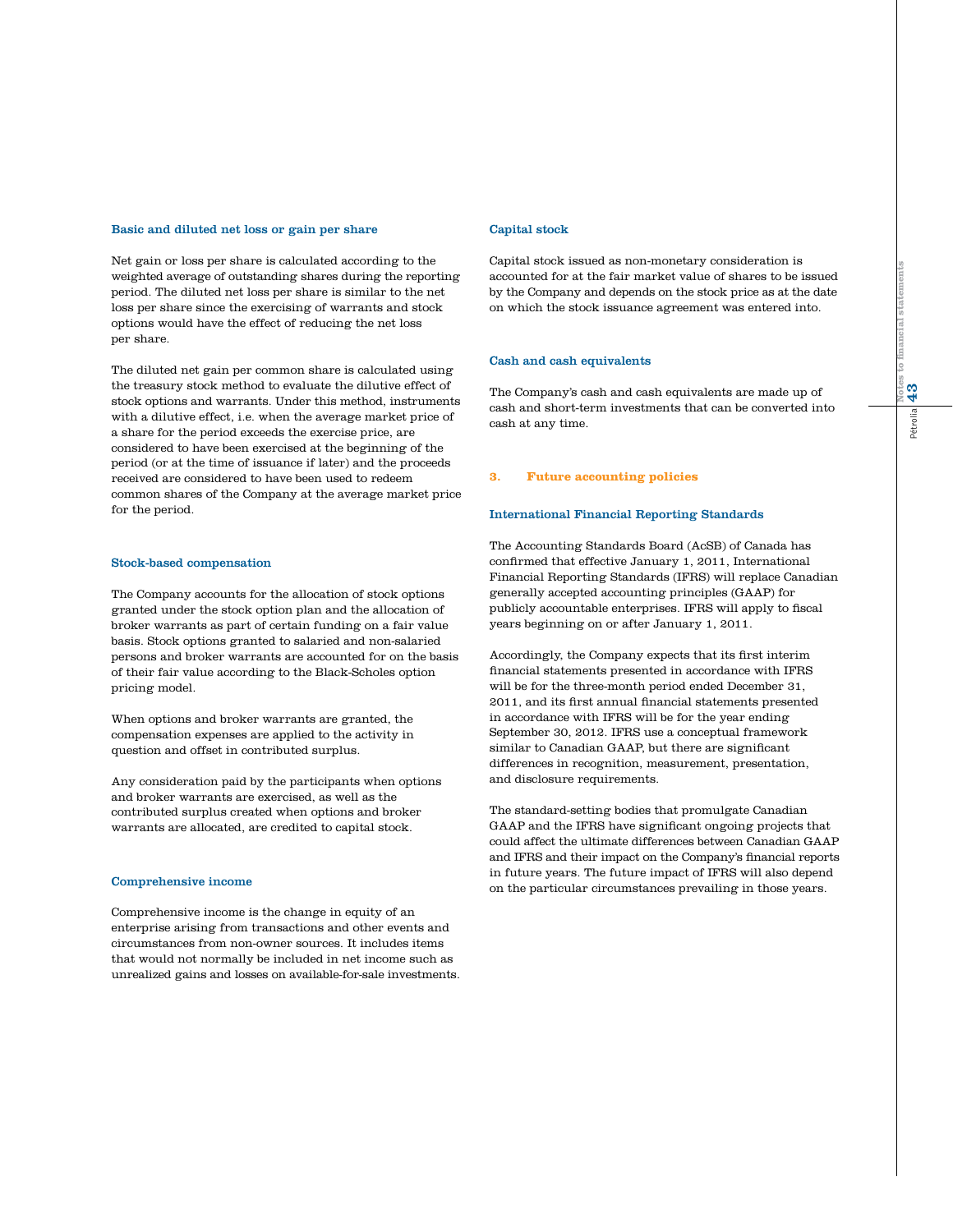### Basic and diluted net loss or gain per share

Net gain or loss per share is calculated according to the weighted average of outstanding shares during the reporting period. The diluted net loss per share is similar to the net loss per share since the exercising of warrants and stock options would have the effect of reducing the net loss per share.

The diluted net gain per common share is calculated using the treasury stock method to evaluate the dilutive effect of stock options and warrants. Under this method, instruments with a dilutive effect, i.e. when the average market price of a share for the period exceeds the exercise price, are considered to have been exercised at the beginning of the period (or at the time of issuance if later) and the proceeds received are considered to have been used to redeem common shares of the Company at the average market price for the period.

### Stock-based compensation

The Company accounts for the allocation of stock options granted under the stock option plan and the allocation of broker warrants as part of certain funding on a fair value basis. Stock options granted to salaried and non-salaried persons and broker warrants are accounted for on the basis of their fair value according to the Black-Scholes option pricing model.

When options and broker warrants are granted, the compensation expenses are applied to the activity in question and offset in contributed surplus.

Any consideration paid by the participants when options and broker warrants are exercised, as well as the contributed surplus created when options and broker warrants are allocated, are credited to capital stock.

### Comprehensive income

Comprehensive income is the change in equity of an enterprise arising from transactions and other events and circumstances from non-owner sources. It includes items that would not normally be included in net income such as unrealized gains and losses on available-for-sale investments.

### Capital stock

Capital stock issued as non-monetary consideration is accounted for at the fair market value of shares to be issued by the Company and depends on the stock price as at the date on which the stock issuance agreement was entered into.

### Cash and cash equivalents

The Company's cash and cash equivalents are made up of cash and short-term investments that can be converted into cash at any time.

## 3. Future accounting policies

### International Financial Reporting Standards

The Accounting Standards Board (AcSB) of Canada has confirmed that effective January 1, 2011, International Financial Reporting Standards (IFRS) will replace Canadian generally accepted accounting principles (GAAP) for publicly accountable enterprises. IFRS will apply to fiscal years beginning on or after January 1, 2011.

Accordingly, the Company expects that its first interim financial statements presented in accordance with IFRS will be for the three-month period ended December 31, 2011, and its first annual financial statements presented in accordance with IFRS will be for the year ending September 30, 2012. IFRS use a conceptual framework similar to Canadian GAAP, but there are significant differences in recognition, measurement, presentation, and disclosure requirements.

The standard-setting bodies that promulgate Canadian GAAP and the IFRS have significant ongoing projects that could affect the ultimate differences between Canadian GAAP and IFRS and their impact on the Company's financial reports in future years. The future impact of IFRS will also depend on the particular circumstances prevailing in those years.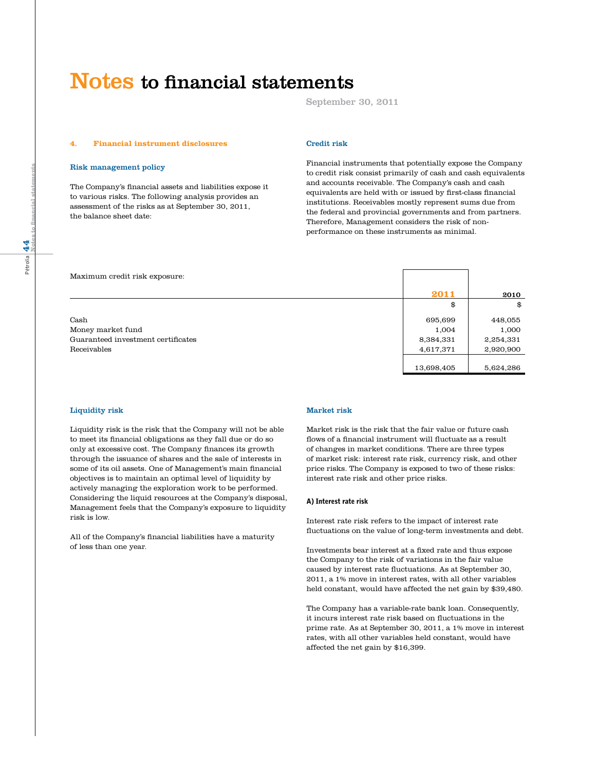# Notes to financial statements

September 30, 2011

## 4. Financial instrument disclosures

### Risk management policy

The Company's financial assets and liabilities expose it to various risks. The following analysis provides an assessment of the risks as at September 30, 2011, the balance sheet date:

### Credit risk

Financial instruments that potentially expose the Company to credit risk consist primarily of cash and cash equivalents and accounts receivable. The Company's cash and cash equivalents are held with or issued by first-class financial institutions. Receivables mostly represent sums due from the federal and provincial governments and from partners. Therefore, Management considers the risk of non-performance on these instruments as minimal.

Maximum credit risk exposure:

| | 2011 | 2010 |
|---|---|---|
| | $ | $ |
| Cash | 695,699 | 448,055 |
| Money market fund | 1,004 | 1,000 |
| Guaranteed investment certificates | 8,384,331 | 2,254,331 |
| Receivables | 4,617,371 | 2,920,900 |
| | 13,698,405 | 5,624,286 |

### Liquidity risk

Liquidity risk is the risk that the Company will not be able to meet its financial obligations as they fall due or do so only at excessive cost. The Company finances its growth through the issuance of shares and the sale of interests in some of its oil assets. One of Management's main financial objectives is to maintain an optimal level of liquidity by actively managing the exploration work to be performed. Considering the liquid resources at the Company's disposal, Management feels that the Company's exposure to liquidity risk is low.

All of the Company's financial liabilities have a maturity of less than one year.

### Market risk

Market risk is the risk that the fair value or future cash flows of a financial instrument will fluctuate as a result of changes in market conditions. There are three types of market risk: interest rate risk, currency risk, and other price risks. The Company is exposed to two of these risks: interest rate risk and other price risks.

#### A) Interest rate risk

Interest rate risk refers to the impact of interest rate fluctuations on the value of long-term investments and debt.

Investments bear interest at a fixed rate and thus expose the Company to the risk of variations in the fair value caused by interest rate fluctuations. As at September 30, 2011, a 1% move in interest rates, with all other variables held constant, would have affected the net gain by $39,480.

The Company has a variable-rate bank loan. Consequently, it incurs interest rate risk based on fluctuations in the prime rate. As at September 30, 2011, a 1% move in interest rates, with all other variables held constant, would have affected the net gain by $16,399.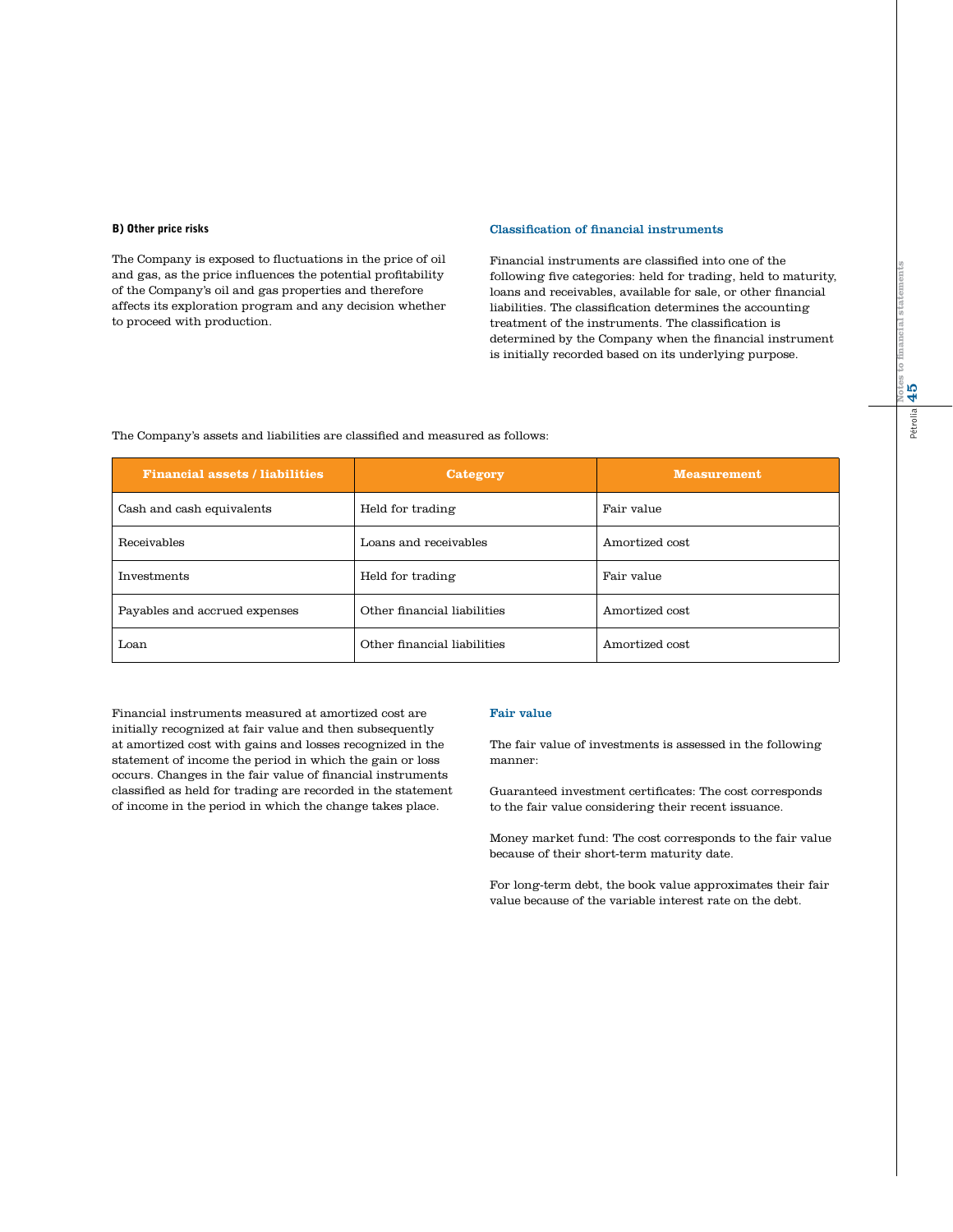### B) Other price risks

The Company is exposed to fluctuations in the price of oil and gas, as the price influences the potential profitability of the Company's oil and gas properties and therefore affects its exploration program and any decision whether to proceed with production.

### Classification of financial instruments

Financial instruments are classified into one of the following five categories: held for trading, held to maturity, loans and receivables, available for sale, or other financial liabilities. The classification determines the accounting treatment of the instruments. The classification is determined by the Company when the financial instrument is initially recorded based on its underlying purpose.

The Company's assets and liabilities are classified and measured as follows:

| Financial assets / liabilities | Category | Measurement |
|---|---|---|
| Cash and cash equivalents | Held for trading | Fair value |
| Receivables | Loans and receivables | Amortized cost |
| Investments | Held for trading | Fair value |
| Payables and accrued expenses | Other financial liabilities | Amortized cost |
| Loan | Other financial liabilities | Amortized cost |

Financial instruments measured at amortized cost are initially recognized at fair value and then subsequently at amortized cost with gains and losses recognized in the statement of income the period in which the gain or loss occurs. Changes in the fair value of financial instruments classified as held for trading are recorded in the statement of income in the period in which the change takes place.

### Fair value

The fair value of investments is assessed in the following manner:

Guaranteed investment certificates: The cost corresponds to the fair value considering their recent issuance.

Money market fund: The cost corresponds to the fair value because of their short-term maturity date.

For long-term debt, the book value approximates their fair value because of the variable interest rate on the debt.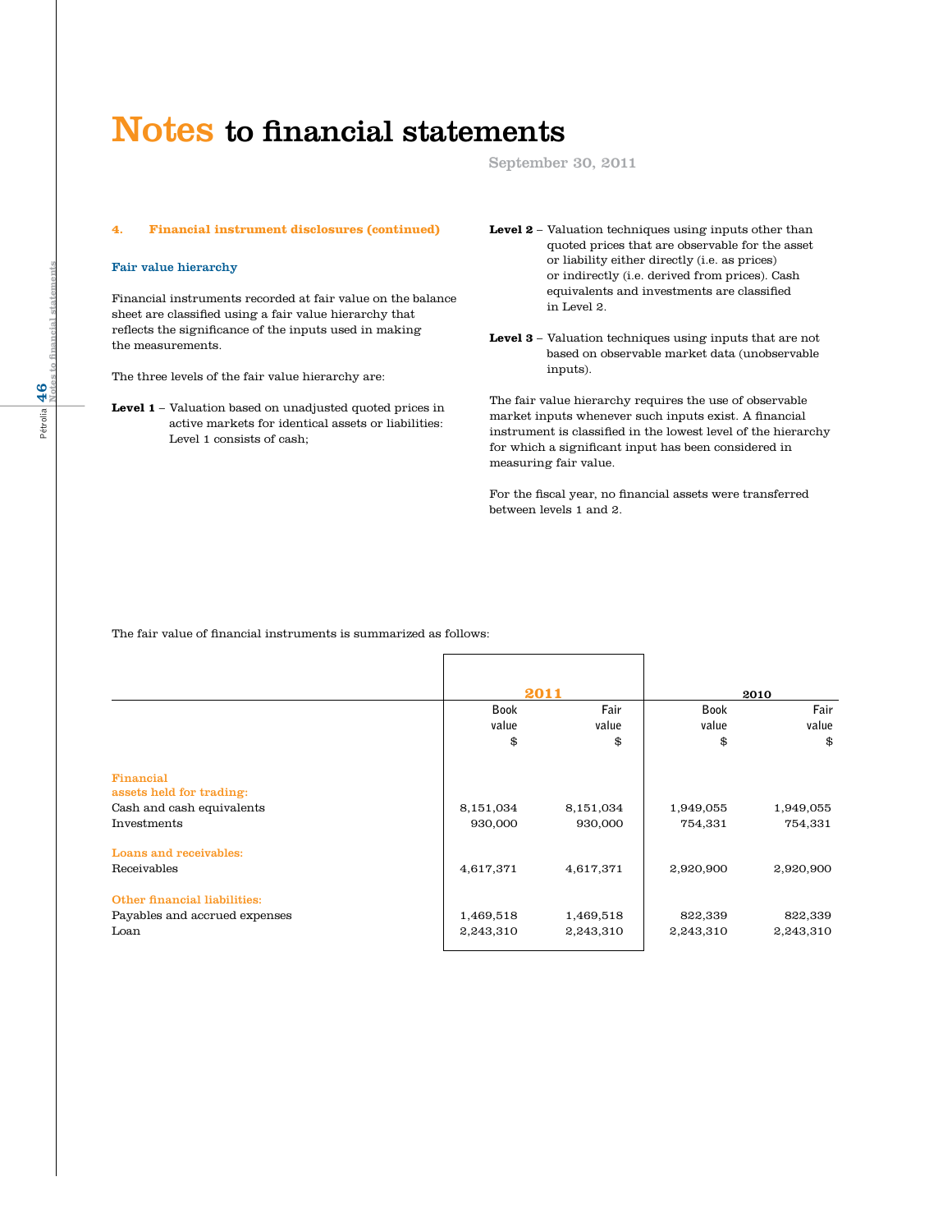# Notes to financial statements

September 30, 2011

## 4. Financial instrument disclosures (continued)

### Fair value hierarchy

Financial instruments recorded at fair value on the balance sheet are classified using a fair value hierarchy that reflects the significance of the inputs used in making the measurements.

The three levels of the fair value hierarchy are:

**Level 1** – Valuation based on unadjusted quoted prices in active markets for identical assets or liabilities: Level 1 consists of cash;

**Level 2** – Valuation techniques using inputs other than quoted prices that are observable for the asset or liability either directly (i.e. as prices) or indirectly (i.e. derived from prices). Cash equivalents and investments are classified in Level 2.

**Level 3** – Valuation techniques using inputs that are not based on observable market data (unobservable inputs).

The fair value hierarchy requires the use of observable market inputs whenever such inputs exist. A financial instrument is classified in the lowest level of the hierarchy for which a significant input has been considered in measuring fair value.

For the fiscal year, no financial assets were transferred between levels 1 and 2.

The fair value of financial instruments is summarized as follows:

| | 2011 | | 2010 | |
|---|---|---|---|---|
| | Book value $ | Fair value $ | Book value $ | Fair value $ |
| **Financial assets held for trading:** | | | | |
| Cash and cash equivalents | 8,151,034 | 8,151,034 | 1,949,055 | 1,949,055 |
| Investments | 930,000 | 930,000 | 754,331 | 754,331 |
| **Loans and receivables:** | | | | |
| Receivables | 4,617,371 | 4,617,371 | 2,920,900 | 2,920,900 |
| **Other financial liabilities:** | | | | |
| Payables and accrued expenses | 1,469,518 | 1,469,518 | 822,339 | 822,339 |
| Loan | 2,243,310 | 2,243,310 | 2,243,310 | 2,243,310 |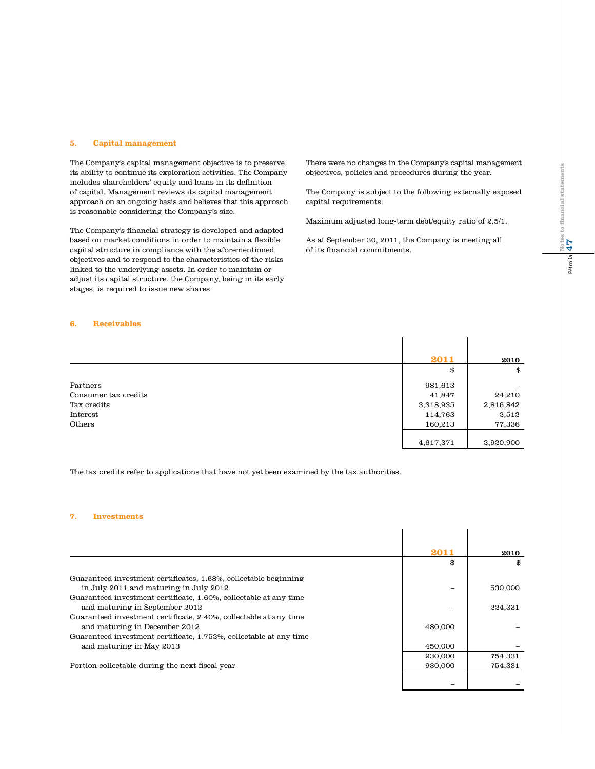## 5. Capital management

The Company's capital management objective is to preserve its ability to continue its exploration activities. The Company includes shareholders' equity and loans in its definition of capital. Management reviews its capital management approach on an ongoing basis and believes that this approach is reasonable considering the Company's size.

The Company's financial strategy is developed and adapted based on market conditions in order to maintain a flexible capital structure in compliance with the aforementioned objectives and to respond to the characteristics of the risks linked to the underlying assets. In order to maintain or adjust its capital structure, the Company, being in its early stages, is required to issue new shares.

There were no changes in the Company's capital management objectives, policies and procedures during the year.

The Company is subject to the following externally exposed capital requirements:

Maximum adjusted long-term debt/equity ratio of 2.5/1.

As at September 30, 2011, the Company is meeting all of its financial commitments.

## 6. Receivables

| | 2011 | 2010 |
|---|---|---|
| | $ | $ |
| Partners | 981,613 | – |
| Consumer tax credits | 41,847 | 24,210 |
| Tax credits | 3,318,935 | 2,816,842 |
| Interest | 114,763 | 2,512 |
| Others | 160,213 | 77,336 |
| | 4,617,371 | 2,920,900 |

The tax credits refer to applications that have not yet been examined by the tax authorities.

## 7. Investments

| | 2011 | 2010 |
|---|---|---|
| | $ | $ |
| Guaranteed investment certificates, 1.68%, collectable beginning in July 2011 and maturing in July 2012 | – | 530,000 |
| Guaranteed investment certificate, 1.60%, collectable at any time and maturing in September 2012 | – | 224,331 |
| Guaranteed investment certificate, 2.40%, collectable at any time and maturing in December 2012 | 480,000 | – |
| Guaranteed investment certificate, 1.752%, collectable at any time and maturing in May 2013 | 450,000 | – |
| | 930,000 | 754,331 |
| Portion collectable during the next fiscal year | 930,000 | 754,331 |
| | – | – |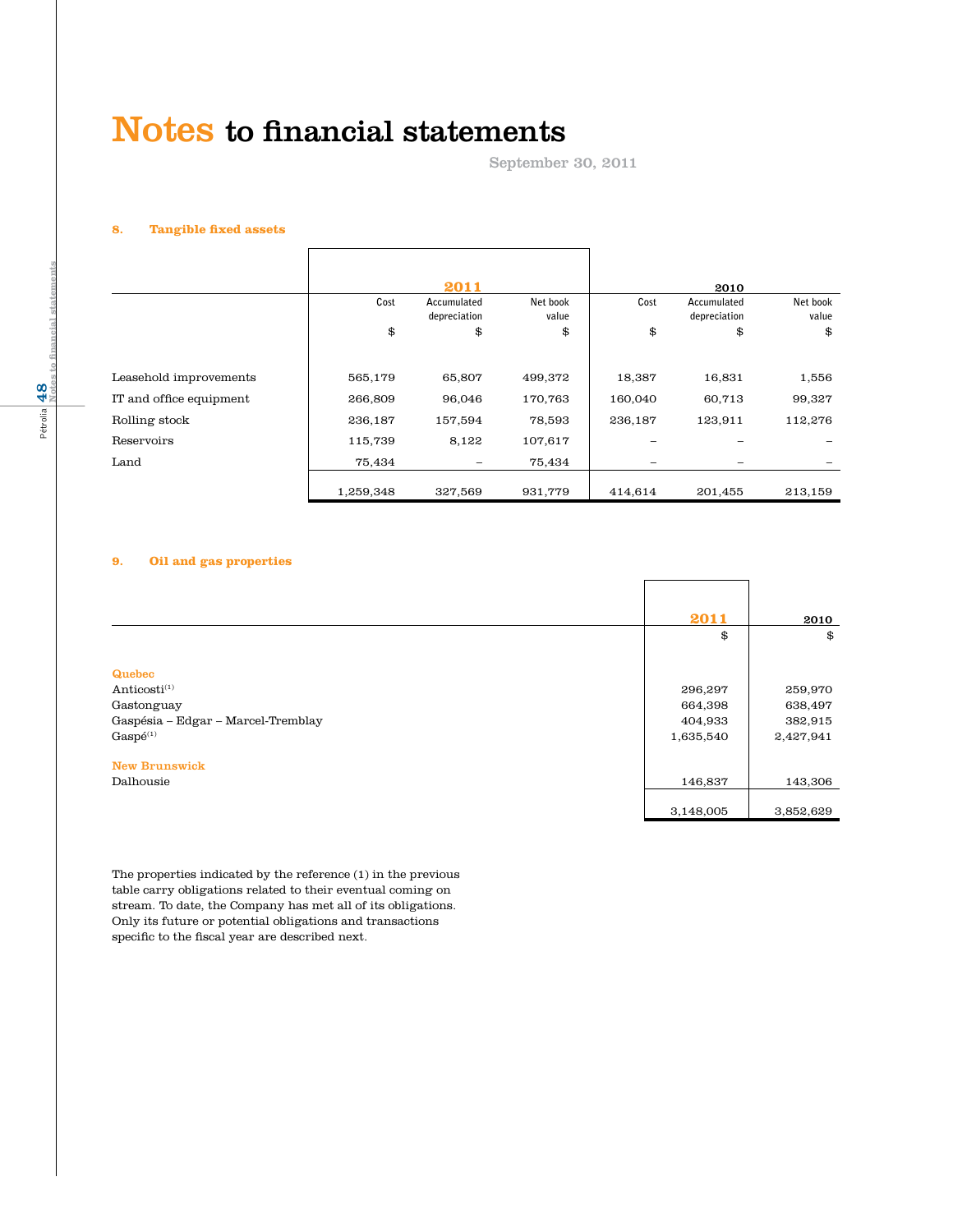# Notes to financial statements

September 30, 2011

## 8. Tangible fixed assets

| | 2011 | | | 2010 | | |
|---|---|---|---|---|---|---|
| | Cost | Accumulated depreciation | Net book value | Cost | Accumulated depreciation | Net book value |
| | $ | $ | $ | $ | $ | $ |
| Leasehold improvements | 565,179 | 65,807 | 499,372 | 18,387 | 16,831 | 1,556 |
| IT and office equipment | 266,809 | 96,046 | 170,763 | 160,040 | 60,713 | 99,327 |
| Rolling stock | 236,187 | 157,594 | 78,593 | 236,187 | 123,911 | 112,276 |
| Reservoirs | 115,739 | 8,122 | 107,617 | – | – | – |
| Land | 75,434 | – | 75,434 | – | – | – |
| | 1,259,348 | 327,569 | 931,779 | 414,614 | 201,455 | 213,159 |

## 9. Oil and gas properties

| | 2011 | 2010 |
|---|---|---|
| | $ | $ |
| **Quebec** | | |
| Anticosti[1] | 296,297 | 259,970 |
| Gastonguay | 664,398 | 638,497 |
| Gaspésia – Edgar – Marcel-Tremblay | 404,933 | 382,915 |
| Gaspé[1] | 1,635,540 | 2,427,941 |
| **New Brunswick** | | |
| Dalhousie | 146,837 | 143,306 |
| | 3,148,005 | 3,852,629 |

The properties indicated by the reference (1) in the previous table carry obligations related to their eventual coming on stream. To date, the Company has met all of its obligations. Only its future or potential obligations and transactions specific to the fiscal year are described next.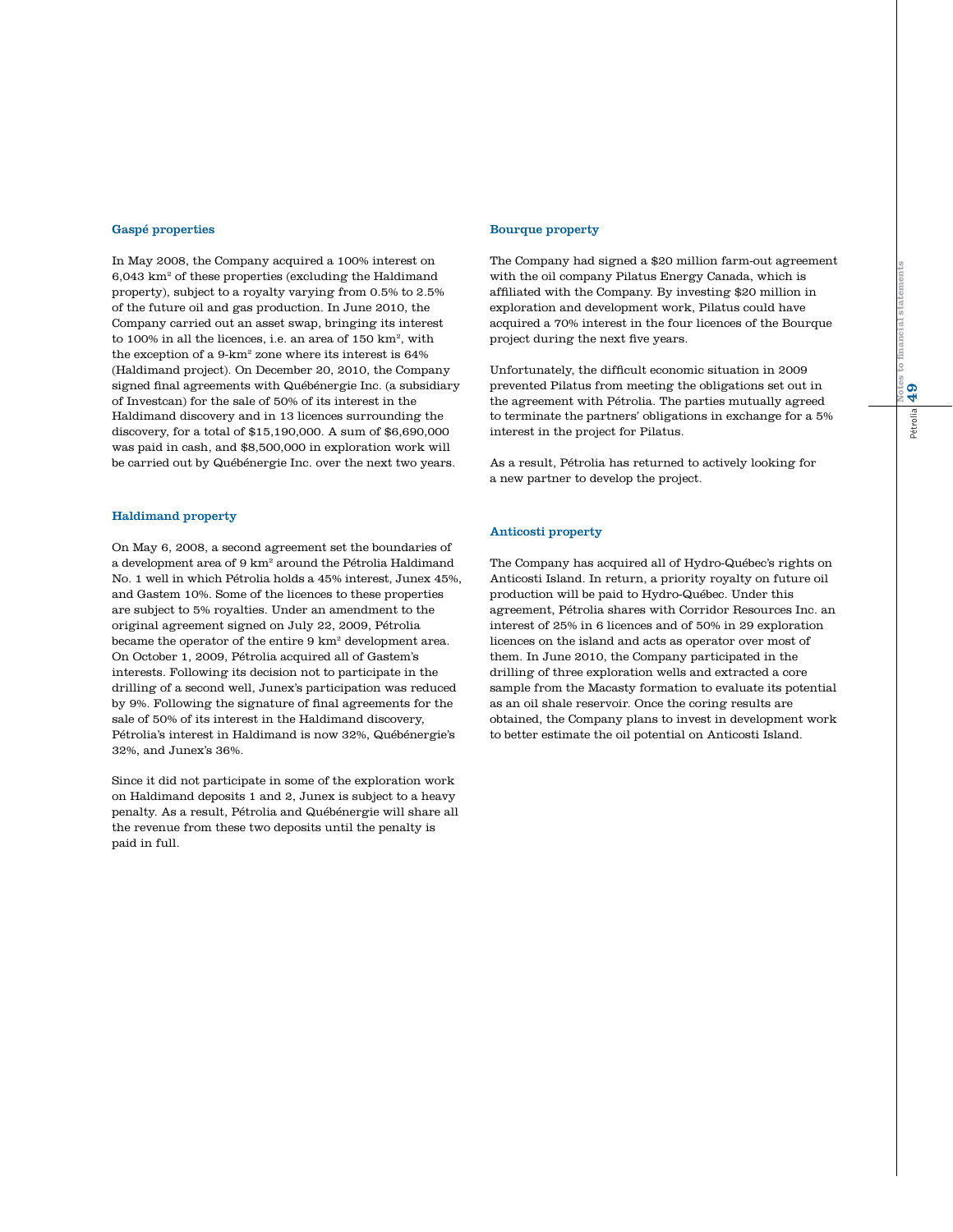### Gaspé properties

In May 2008, the Company acquired a 100% interest on 6,043 km$^2$ of these properties (excluding the Haldimand property), subject to a royalty varying from 0.5% to 2.5% of the future oil and gas production. In June 2010, the Company carried out an asset swap, bringing its interest to 100% in all the licences, i.e. an area of 150 km$^2$, with the exception of a 9-km$^2$ zone where its interest is 64% (Haldimand project). On December 20, 2010, the Company signed final agreements with Québénergie Inc. (a subsidiary of Investcan) for the sale of 50% of its interest in the Haldimand discovery and in 13 licences surrounding the discovery, for a total of $15,190,000. A sum of $6,690,000 was paid in cash, and $8,500,000 in exploration work will be carried out by Québénergie Inc. over the next two years.

### Haldimand property

On May 6, 2008, a second agreement set the boundaries of a development area of 9 km$^2$ around the Pétrolia Haldimand No. 1 well in which Pétrolia holds a 45% interest, Junex 45%, and Gastem 10%. Some of the licences to these properties are subject to 5% royalties. Under an amendment to the original agreement signed on July 22, 2009, Pétrolia became the operator of the entire 9 km$^2$ development area. On October 1, 2009, Pétrolia acquired all of Gastem's interests. Following its decision not to participate in the drilling of a second well, Junex's participation was reduced by 9%. Following the signature of final agreements for the sale of 50% of its interest in the Haldimand discovery, Pétrolia's interest in Haldimand is now 32%, Québénergie's 32%, and Junex's 36%.

Since it did not participate in some of the exploration work on Haldimand deposits 1 and 2, Junex is subject to a heavy penalty. As a result, Pétrolia and Québénergie will share all the revenue from these two deposits until the penalty is paid in full.

### Bourque property

The Company had signed a $20 million farm-out agreement with the oil company Pilatus Energy Canada, which is affiliated with the Company. By investing $20 million in exploration and development work, Pilatus could have acquired a 70% interest in the four licences of the Bourque project during the next five years.

Unfortunately, the difficult economic situation in 2009 prevented Pilatus from meeting the obligations set out in the agreement with Pétrolia. The parties mutually agreed to terminate the partners' obligations in exchange for a 5% interest in the project for Pilatus.

As a result, Pétrolia has returned to actively looking for a new partner to develop the project.

### Anticosti property

The Company has acquired all of Hydro-Québec's rights on Anticosti Island. In return, a priority royalty on future oil production will be paid to Hydro-Québec. Under this agreement, Pétrolia shares with Corridor Resources Inc. an interest of 25% in 6 licences and of 50% in 29 exploration licences on the island and acts as operator over most of them. In June 2010, the Company participated in the drilling of three exploration wells and extracted a core sample from the Macasty formation to evaluate its potential as an oil shale reservoir. Once the coring results are obtained, the Company plans to invest in development work to better estimate the oil potential on Anticosti Island.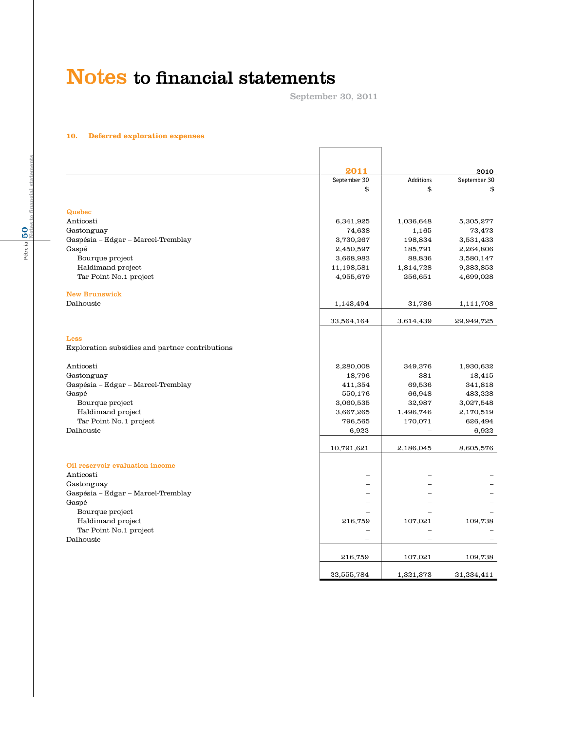# Notes to financial statements

September 30, 2011

### 10. Deferred exploration expenses

| | 2011 | | 2010 |
|---|---|---|---|
| | September 30 | Additions | September 30 |
| | $ | $ | $ |
| **Quebec** | | | |
| Anticosti | 6,341,925 | 1,036,648 | 5,305,277 |
| Gastonguay | 74,638 | 1,165 | 73,473 |
| Gaspésia – Edgar – Marcel-Tremblay | 3,730,267 | 198,834 | 3,531,433 |
| Gaspé | 2,450,597 | 185,791 | 2,264,806 |
| Bourque project | 3,668,983 | 88,836 | 3,580,147 |
| Haldimand project | 11,198,581 | 1,814,728 | 9,383,853 |
| Tar Point No.1 project | 4,955,679 | 256,651 | 4,699,028 |
| **New Brunswick** | | | |
| Dalhousie | 1,143,494 | 31,786 | 1,111,708 |
| | 33,564,164 | 3,614,439 | 29,949,725 |
| **Less** | | | |
| Exploration subsidies and partner contributions | | | |
| Anticosti | 2,280,008 | 349,376 | 1,930,632 |
| Gastonguay | 18,796 | 381 | 18,415 |
| Gaspésia – Edgar – Marcel-Tremblay | 411,354 | 69,536 | 341,818 |
| Gaspé | 550,176 | 66,948 | 483,228 |
| Bourque project | 3,060,535 | 32,987 | 3,027,548 |
| Haldimand project | 3,667,265 | 1,496,746 | 2,170,519 |
| Tar Point No. 1 project | 796,565 | 170,071 | 626,494 |
| Dalhousie | 6,922 | – | 6,922 |
| | 10,791,621 | 2,186,045 | 8,605,576 |
| **Oil reservoir evaluation income** | | | |
| Anticosti | – | – | – |
| Gastonguay | – | – | – |
| Gaspésia – Edgar – Marcel-Tremblay | – | – | – |
| Gaspé | – | – | – |
| Bourque project | – | – | – |
| Haldimand project | 216,759 | 107,021 | 109,738 |
| Tar Point No.1 project | – | – | – |
| Dalhousie | – | – | – |
| | 216,759 | 107,021 | 109,738 |
| | 22,555,784 | 1,321,373 | 21,234,411 |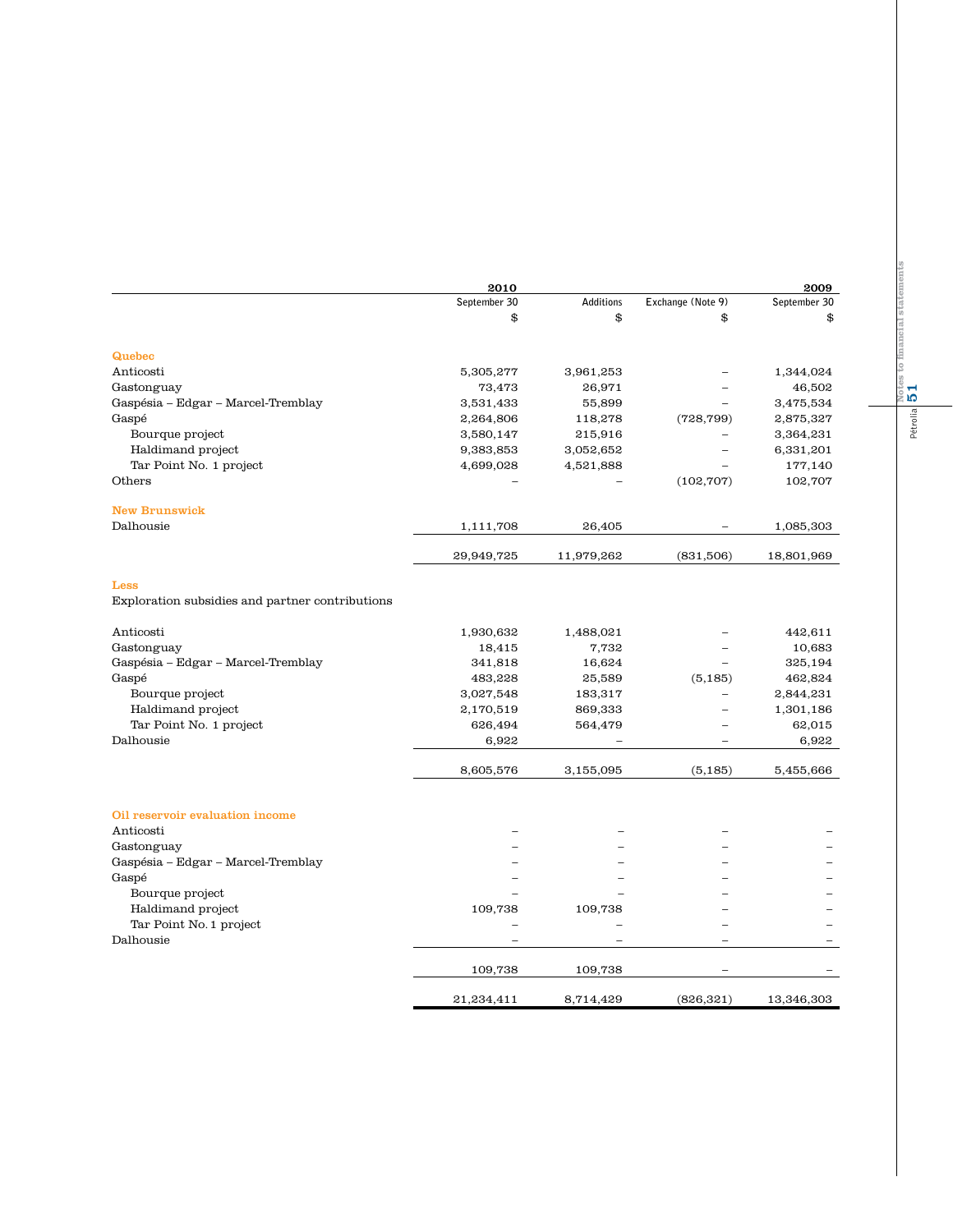| | 2010 | | | 2009 |
|---|---|---|---|---|
| | September 30 | Additions | Exchange (Note 9) | September 30 |
| | $ | $ | $ | $ |
| **Quebec** | | | | |
| Anticosti | 5,305,277 | 3,961,253 | – | 1,344,024 |
| Gastonguay | 73,473 | 26,971 | – | 46,502 |
| Gaspésia – Edgar – Marcel-Tremblay | 3,531,433 | 55,899 | – | 3,475,534 |
| Gaspé | 2,264,806 | 118,278 | (728,799) | 2,875,327 |
| Bourque project | 3,580,147 | 215,916 | – | 3,364,231 |
| Haldimand project | 9,383,853 | 3,052,652 | – | 6,331,201 |
| Tar Point No. 1 project | 4,699,028 | 4,521,888 | – | 177,140 |
| Others | – | – | (102,707) | 102,707 |
| **New Brunswick** | | | | |
| Dalhousie | 1,111,708 | 26,405 | – | 1,085,303 |
| | 29,949,725 | 11,979,262 | (831,506) | 18,801,969 |
| **Less** | | | | |
| Exploration subsidies and partner contributions | | | | |
| Anticosti | 1,930,632 | 1,488,021 | – | 442,611 |
| Gastonguay | 18,415 | 7,732 | – | 10,683 |
| Gaspésia – Edgar – Marcel-Tremblay | 341,818 | 16,624 | – | 325,194 |
| Gaspé | 483,228 | 25,589 | (5,185) | 462,824 |
| Bourque project | 3,027,548 | 183,317 | – | 2,844,231 |
| Haldimand project | 2,170,519 | 869,333 | – | 1,301,186 |
| Tar Point No. 1 project | 626,494 | 564,479 | – | 62,015 |
| Dalhousie | 6,922 | – | – | 6,922 |
| | 8,605,576 | 3,155,095 | (5,185) | 5,455,666 |
| **Oil reservoir evaluation income** | | | | |
| Anticosti | – | – | – | – |
| Gastonguay | – | – | – | – |
| Gaspésia – Edgar – Marcel-Tremblay | – | – | – | – |
| Gaspé | – | – | – | – |
| Bourque project | – | – | – | – |
| Haldimand project | 109,738 | 109,738 | – | – |
| Tar Point No. 1 project | – | – | – | – |
| Dalhousie | – | – | – | – |
| | 109,738 | 109,738 | – | – |
| | 21,234,411 | 8,714,429 | (826,321) | 13,346,303 |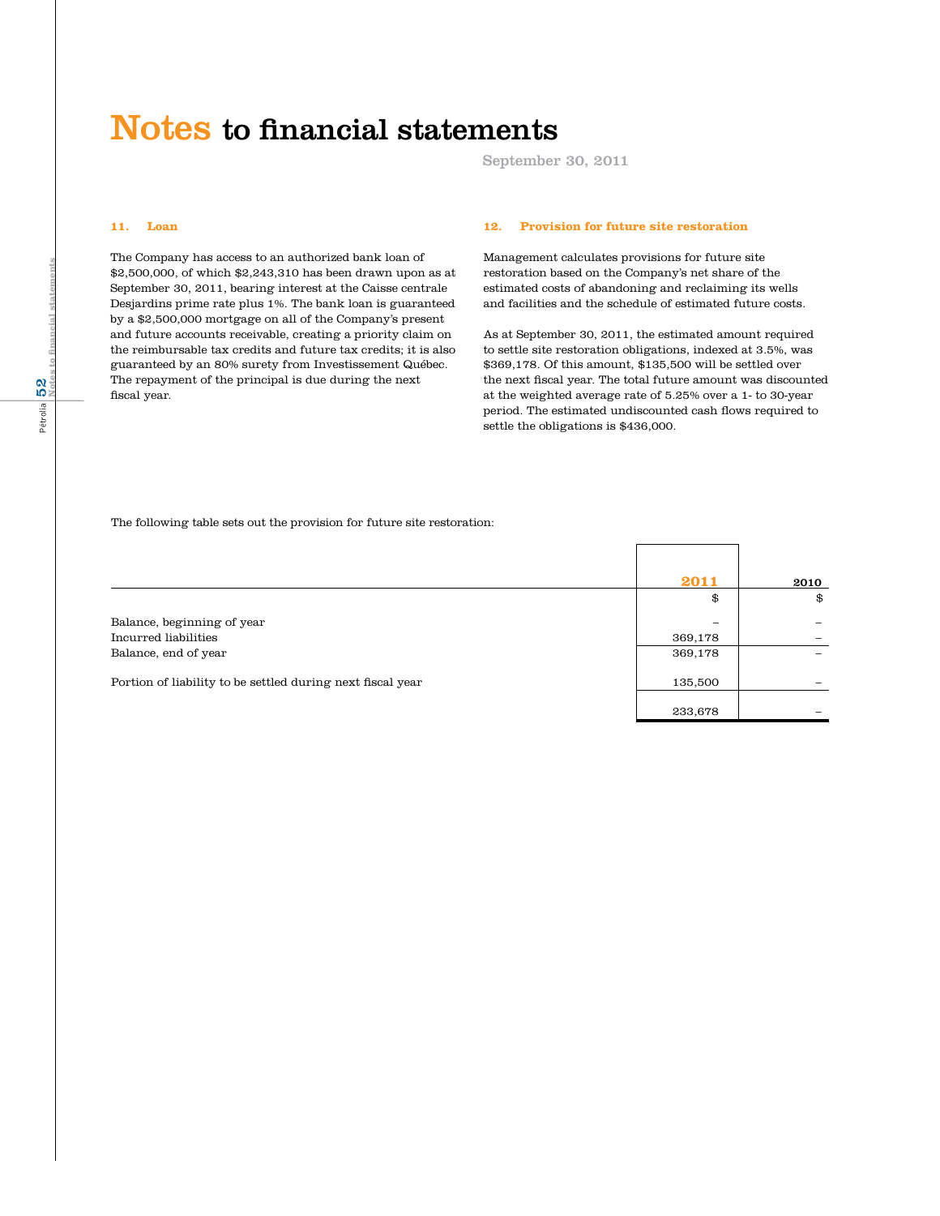# Notes to financial statements

September 30, 2011

### 11. Loan

The Company has access to an authorized bank loan of $2,500,000, of which $2,243,310 has been drawn upon as at September 30, 2011, bearing interest at the Caisse centrale Desjardins prime rate plus 1%. The bank loan is guaranteed by a $2,500,000 mortgage on all of the Company's present and future accounts receivable, creating a priority claim on the reimbursable tax credits and future tax credits; it is also guaranteed by an 80% surety from Investissement Québec. The repayment of the principal is due during the next fiscal year.

### 12. Provision for future site restoration

Management calculates provisions for future site restoration based on the Company's net share of the estimated costs of abandoning and reclaiming its wells and facilities and the schedule of estimated future costs.

As at September 30, 2011, the estimated amount required to settle site restoration obligations, indexed at 3.5%, was $369,178. Of this amount, $135,500 will be settled over the next fiscal year. The total future amount was discounted at the weighted average rate of 5.25% over a 1- to 30-year period. The estimated undiscounted cash flows required to settle the obligations is $436,000.

The following table sets out the provision for future site restoration:

| | 2011 | 2010 |
|---|---|---|
| | $ | $ |
| Balance, beginning of year | – | – |
| Incurred liabilities | 369,178 | – |
| Balance, end of year | 369,178 | – |
| Portion of liability to be settled during next fiscal year | 135,500 | – |
| | 233,678 | – |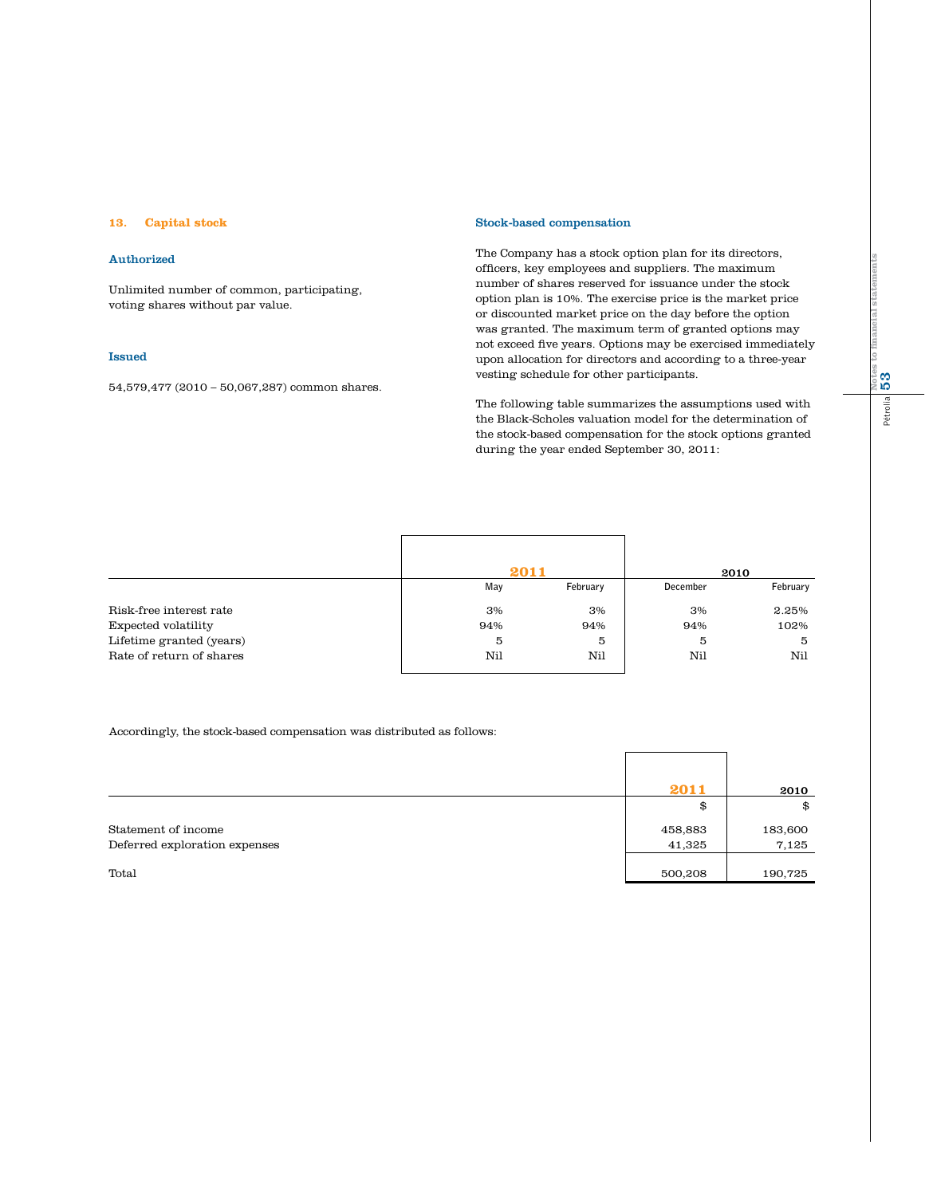## 13. Capital stock

### Authorized

Unlimited number of common, participating, voting shares without par value.

### Issued

54,579,477 (2010 – 50,067,287) common shares.

### Stock-based compensation

The Company has a stock option plan for its directors, officers, key employees and suppliers. The maximum number of shares reserved for issuance under the stock option plan is 10%. The exercise price is the market price or discounted market price on the day before the option was granted. The maximum term of granted options may not exceed five years. Options may be exercised immediately upon allocation for directors and according to a three-year vesting schedule for other participants.

The following table summarizes the assumptions used with the Black-Scholes valuation model for the determination of the stock-based compensation for the stock options granted during the year ended September 30, 2011:

| | 2011 | | 2010 | |
|---|---|---|---|---|
| | May | February | December | February |
| Risk-free interest rate | 3% | 3% | 3% | 2.25% |
| Expected volatility | 94% | 94% | 94% | 102% |
| Lifetime granted (years) | 5 | 5 | 5 | 5 |
| Rate of return of shares | Nil | Nil | Nil | Nil |

Accordingly, the stock-based compensation was distributed as follows:

| | 2011 | 2010 |
|---|---|---|
| | $ | $ |
| Statement of income | 458,883 | 183,600 |
| Deferred exploration expenses | 41,325 | 7,125 |
| Total | 500,208 | 190,725 |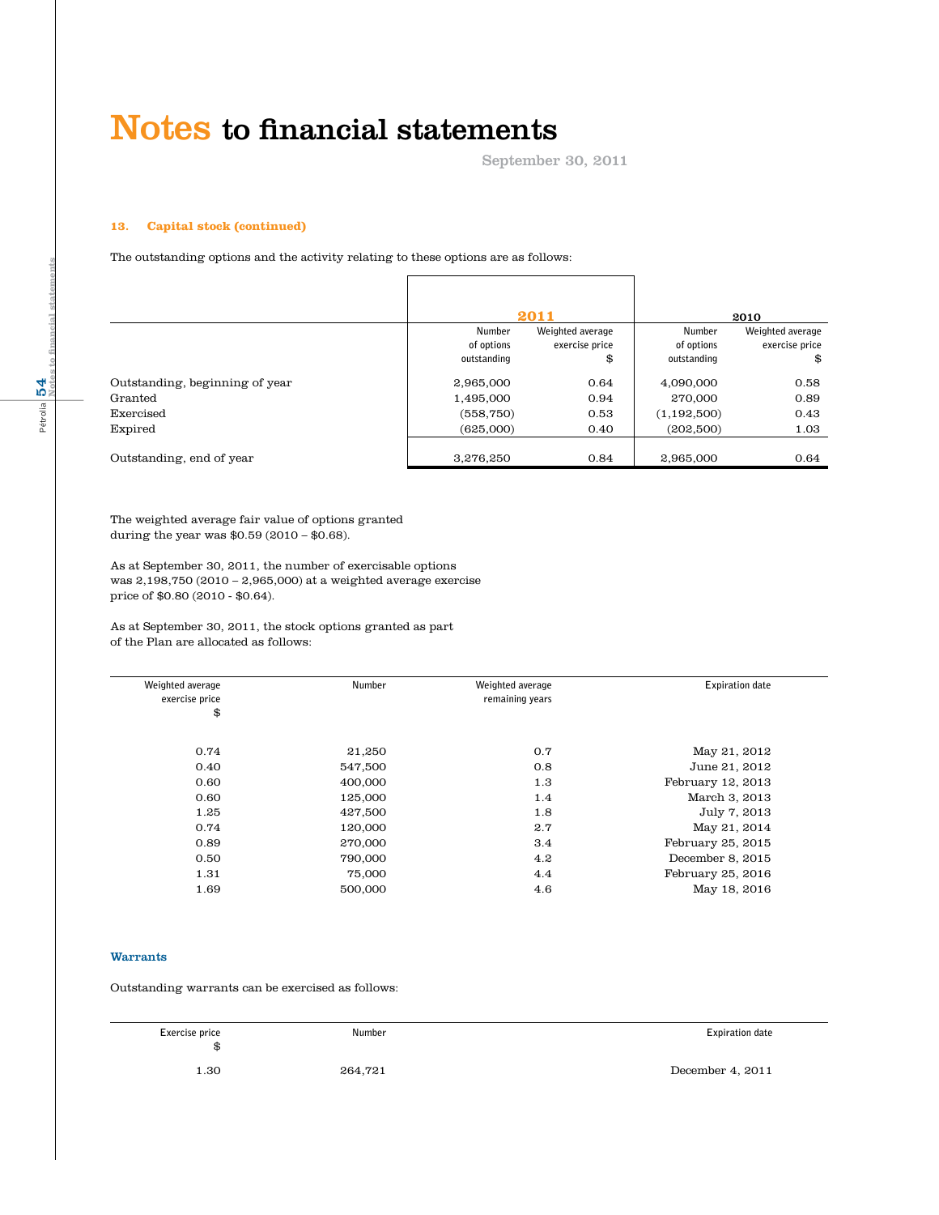# Notes to financial statements

September 30, 2011

### 13. Capital stock (continued)

The outstanding options and the activity relating to these options are as follows:

| | 2011 | | 2010 | |
|---|---|---|---|---|
| | Number of options outstanding | Weighted average exercise price $ | Number of options outstanding | Weighted average exercise price $ |
| Outstanding, beginning of year | 2,965,000 | 0.64 | 4,090,000 | 0.58 |
| Granted | 1,495,000 | 0.94 | 270,000 | 0.89 |
| Exercised | (558,750) | 0.53 | (1,192,500) | 0.43 |
| Expired | (625,000) | 0.40 | (202,500) | 1.03 |
| Outstanding, end of year | 3,276,250 | 0.84 | 2,965,000 | 0.64 |

The weighted average fair value of options granted during the year was $0.59 (2010 – $0.68).

As at September 30, 2011, the number of exercisable options was 2,198,750 (2010 – 2,965,000) at a weighted average exercise price of $0.80 (2010 - $0.64).

As at September 30, 2011, the stock options granted as part of the Plan are allocated as follows:

| Weighted average exercise price $ | Number | Weighted average remaining years | Expiration date |
|---|---|---|---|
| 0.74 | 21,250 | 0.7 | May 21, 2012 |
| 0.40 | 547,500 | 0.8 | June 21, 2012 |
| 0.60 | 400,000 | 1.3 | February 12, 2013 |
| 0.60 | 125,000 | 1.4 | March 3, 2013 |
| 1.25 | 427,500 | 1.8 | July 7, 2013 |
| 0.74 | 120,000 | 2.7 | May 21, 2014 |
| 0.89 | 270,000 | 3.4 | February 25, 2015 |
| 0.50 | 790,000 | 4.2 | December 8, 2015 |
| 1.31 | 75,000 | 4.4 | February 25, 2016 |
| 1.69 | 500,000 | 4.6 | May 18, 2016 |

#### Warrants

Outstanding warrants can be exercised as follows:

| Exercise price $ | Number | Expiration date |
|---|---|---|
| 1.30 | 264,721 | December 4, 2011 |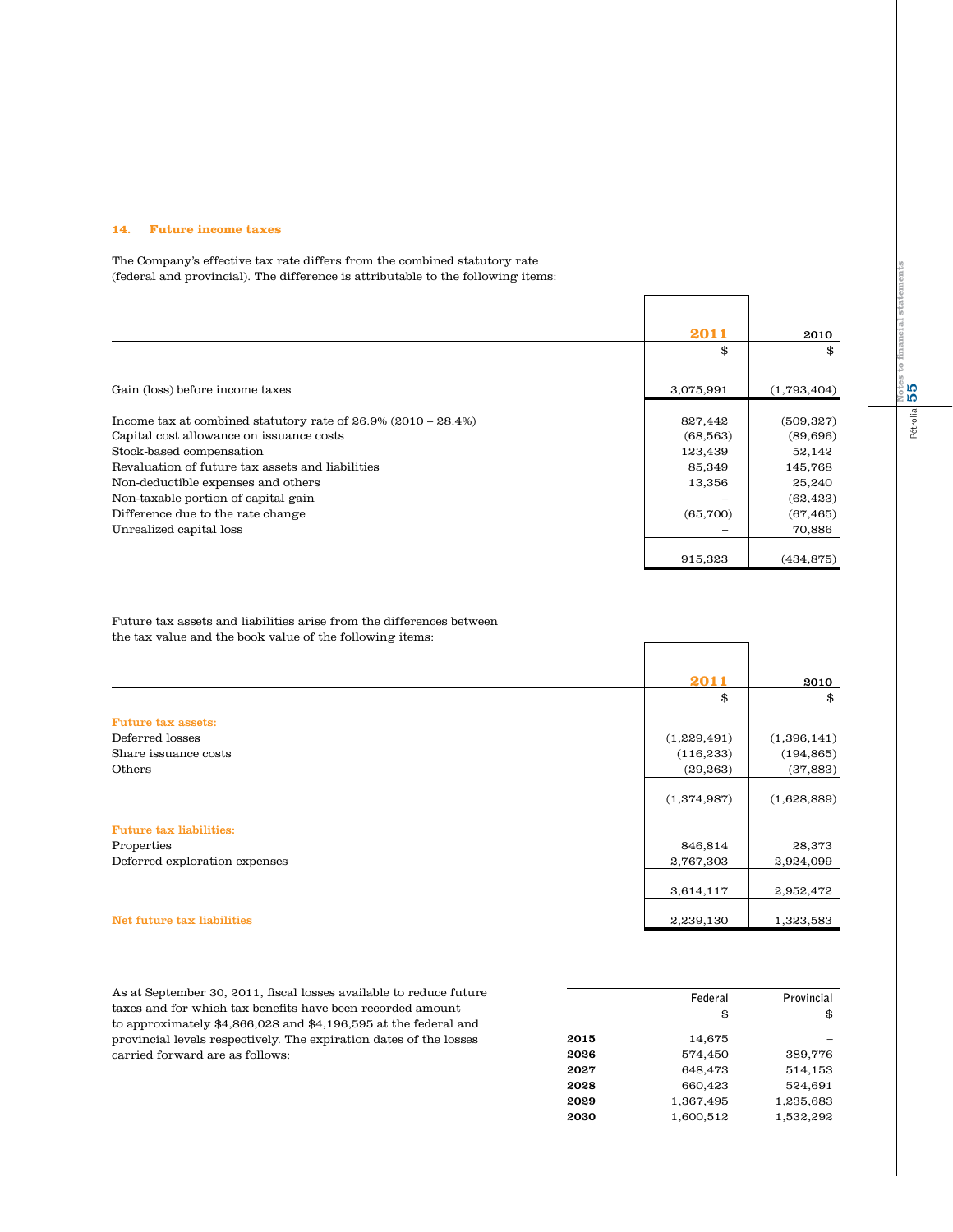## 14. Future income taxes

The Company's effective tax rate differs from the combined statutory rate (federal and provincial). The difference is attributable to the following items:

| | 2011 | 2010 |
|---|---|---|
| | $ | $ |
| Gain (loss) before income taxes | 3,075,991 | (1,793,404) |
| Income tax at combined statutory rate of 26.9% (2010 – 28.4%) | 827,442 | (509,327) |
| Capital cost allowance on issuance costs | (68,563) | (89,696) |
| Stock-based compensation | 123,439 | 52,142 |
| Revaluation of future tax assets and liabilities | 85,349 | 145,768 |
| Non-deductible expenses and others | 13,356 | 25,240 |
| Non-taxable portion of capital gain | – | (62,423) |
| Difference due to the rate change | (65,700) | (67,465) |
| Unrealized capital loss | – | 70,886 |
| | 915,323 | (434,875) |

Future tax assets and liabilities arise from the differences between the tax value and the book value of the following items:

| | 2011 | 2010 |
|---|---|---|
| | $ | $ |
| **Future tax assets:** | | |
| Deferred losses | (1,229,491) | (1,396,141) |
| Share issuance costs | (116,233) | (194,865) |
| Others | (29,263) | (37,883) |
| | (1,374,987) | (1,628,889) |
| **Future tax liabilities:** | | |
| Properties | 846,814 | 28,373 |
| Deferred exploration expenses | 2,767,303 | 2,924,099 |
| | 3,614,117 | 2,952,472 |
| **Net future tax liabilities** | 2,239,130 | 1,323,583 |

As at September 30, 2011, fiscal losses available to reduce future taxes and for which tax benefits have been recorded amount to approximately $4,866,028 and $4,196,595 at the federal and provincial levels respectively. The expiration dates of the losses carried forward are as follows:

| | Federal | Provincial |
|---|---|---|
| | $ | $ |
| **2015** | 14,675 | – |
| **2026** | 574,450 | 389,776 |
| **2027** | 648,473 | 514,153 |
| **2028** | 660,423 | 524,691 |
| **2029** | 1,367,495 | 1,235,683 |
| **2030** | 1,600,512 | 1,532,292 |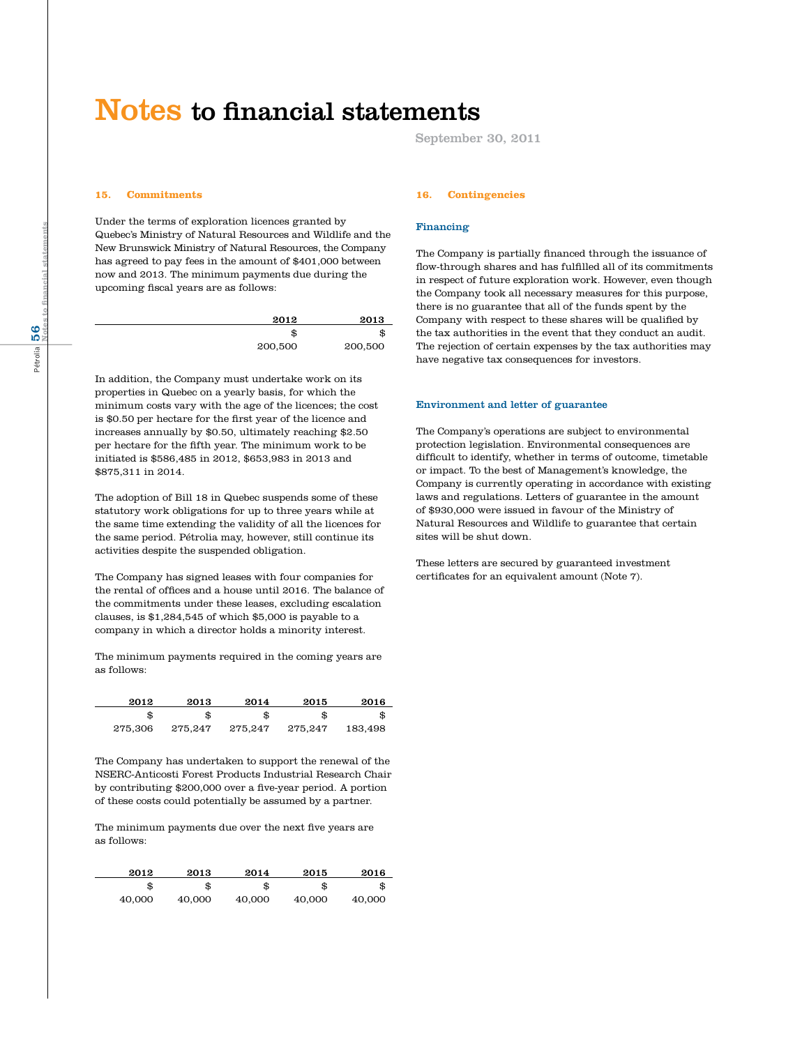# Notes to financial statements

September 30, 2011

### 15. Commitments

Under the terms of exploration licences granted by Quebec's Ministry of Natural Resources and Wildlife and the New Brunswick Ministry of Natural Resources, the Company has agreed to pay fees in the amount of $401,000 between now and 2013. The minimum payments due during the upcoming fiscal years are as follows:

| 2012 | 2013 |
|---|---|
| $ | $ |
| 200,500 | 200,500 |

In addition, the Company must undertake work on its properties in Quebec on a yearly basis, for which the minimum costs vary with the age of the licences; the cost is $0.50 per hectare for the first year of the licence and increases annually by $0.50, ultimately reaching $2.50 per hectare for the fifth year. The minimum work to be initiated is $586,485 in 2012, $653,983 in 2013 and $875,311 in 2014.

The adoption of Bill 18 in Quebec suspends some of these statutory work obligations for up to three years while at the same time extending the validity of all the licences for the same period. Pétrolia may, however, still continue its activities despite the suspended obligation.

The Company has signed leases with four companies for the rental of offices and a house until 2016. The balance of the commitments under these leases, excluding escalation clauses, is $1,284,545 of which $5,000 is payable to a company in which a director holds a minority interest.

The minimum payments required in the coming years are as follows:

| 2012 | 2013 | 2014 | 2015 | 2016 |
|---|---|---|---|---|
| $ | $ | $ | $ | $ |
| 275,306 | 275,247 | 275,247 | 275,247 | 183,498 |

The Company has undertaken to support the renewal of the NSERC-Anticosti Forest Products Industrial Research Chair by contributing $200,000 over a five-year period. A portion of these costs could potentially be assumed by a partner.

The minimum payments due over the next five years are as follows:

| 2012 | 2013 | 2014 | 2015 | 2016 |
|---|---|---|---|---|
| $ | $ | $ | $ | $ |
| 40,000 | 40,000 | 40,000 | 40,000 | 40,000 |

### 16. Contingencies

#### Financing

The Company is partially financed through the issuance of flow-through shares and has fulfilled all of its commitments in respect of future exploration work. However, even though the Company took all necessary measures for this purpose, there is no guarantee that all of the funds spent by the Company with respect to these shares will be qualified by the tax authorities in the event that they conduct an audit. The rejection of certain expenses by the tax authorities may have negative tax consequences for investors.

#### Environment and letter of guarantee

The Company's operations are subject to environmental protection legislation. Environmental consequences are difficult to identify, whether in terms of outcome, timetable or impact. To the best of Management's knowledge, the Company is currently operating in accordance with existing laws and regulations. Letters of guarantee in the amount of $930,000 were issued in favour of the Ministry of Natural Resources and Wildlife to guarantee that certain sites will be shut down.

These letters are secured by guaranteed investment certificates for an equivalent amount (Note 7).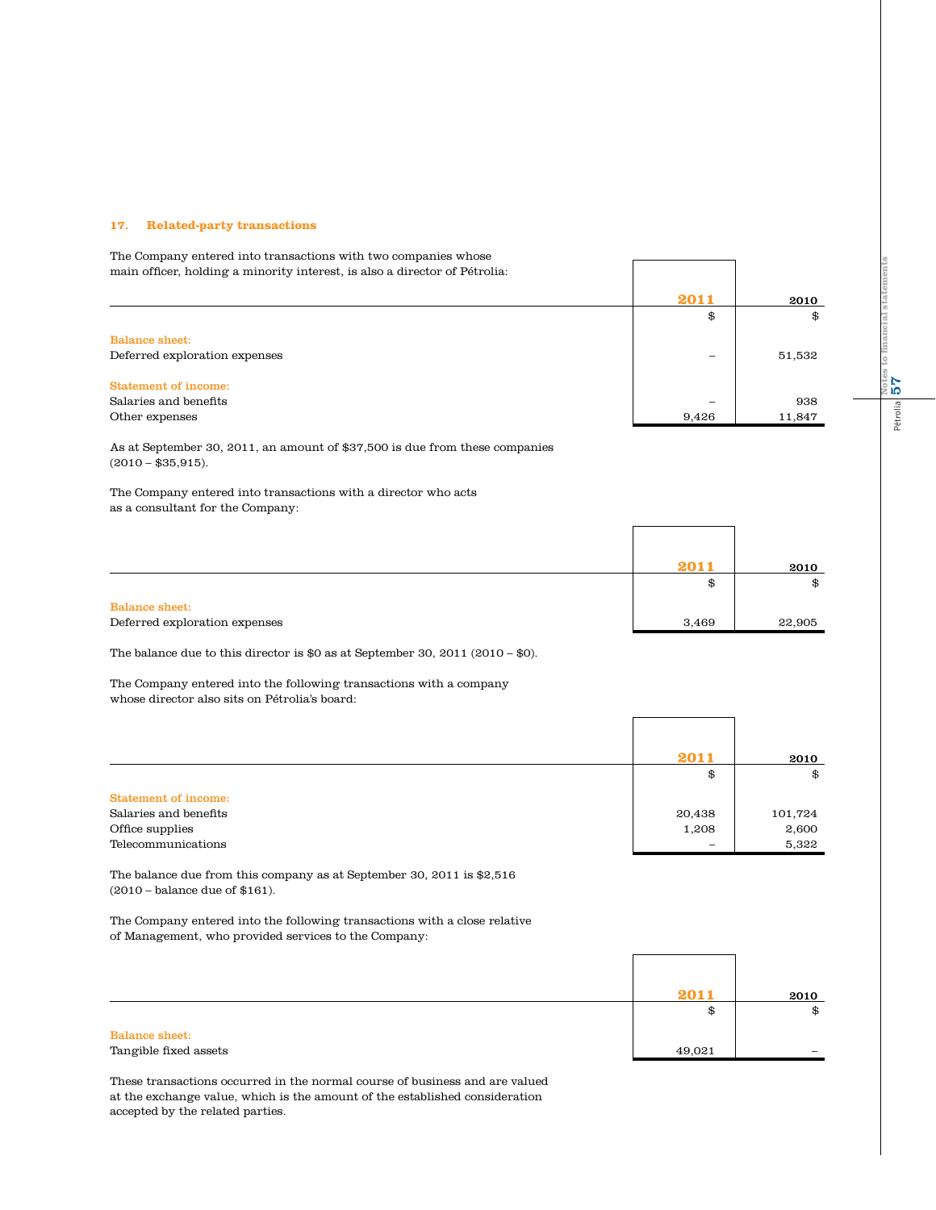## 17. Related-party transactions

The Company entered into transactions with two companies whose main officer, holding a minority interest, is also a director of Pétrolia:

| | 2011 | 2010 |
|---|---|---|
| | $ | $ |
| **Balance sheet:** | | |
| Deferred exploration expenses | – | 51,532 |
| **Statement of income:** | | |
| Salaries and benefits | – | 938 |
| Other expenses | 9,426 | 11,847 |

As at September 30, 2011, an amount of $37,500 is due from these companies (2010 – $35,915).

The Company entered into transactions with a director who acts as a consultant for the Company:

| | 2011 | 2010 |
|---|---|---|
| | $ | $ |
| **Balance sheet:** | | |
| Deferred exploration expenses | 3,469 | 22,905 |

The balance due to this director is $0 as at September 30, 2011 (2010 – $0).

The Company entered into the following transactions with a company whose director also sits on Pétrolia's board:

| | 2011 | 2010 |
|---|---|---|
| | $ | $ |
| **Statement of income:** | | |
| Salaries and benefits | 20,438 | 101,724 |
| Office supplies | 1,208 | 2,600 |
| Telecommunications | – | 5,322 |

The balance due from this company as at September 30, 2011 is $2,516 (2010 – balance due of $161).

The Company entered into the following transactions with a close relative of Management, who provided services to the Company:

| | 2011 | 2010 |
|---|---|---|
| | $ | $ |
| **Balance sheet:** | | |
| Tangible fixed assets | 49,021 | – |

These transactions occurred in the normal course of business and are valued at the exchange value, which is the amount of the established consideration accepted by the related parties.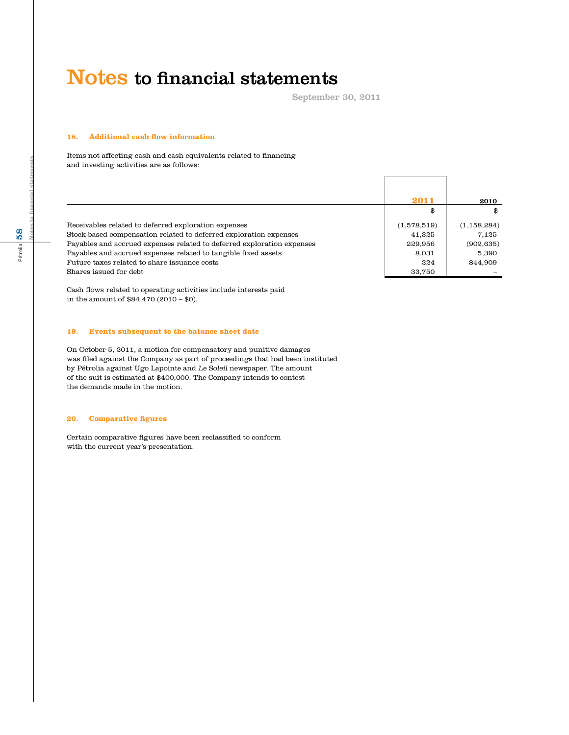# Notes to financial statements

September 30, 2011

## 18. Additional cash flow information

Items not affecting cash and cash equivalents related to financing and investing activities are as follows:

| | 2011 | 2010 |
|---|---|---|
| | $ | $ |
| Receivables related to deferred exploration expenses | (1,578,519) | (1,158,284) |
| Stock-based compensation related to deferred exploration expenses | 41,325 | 7,125 |
| Payables and accrued expenses related to deferred exploration expenses | 229,956 | (902,635) |
| Payables and accrued expenses related to tangible fixed assets | 8,031 | 5,390 |
| Future taxes related to share issuance costs | 224 | 844,909 |
| Shares issued for debt | 33,750 | – |

Cash flows related to operating activities include interests paid in the amount of $84,470 (2010 – $0).

## 19. Events subsequent to the balance sheet date

On October 5, 2011, a motion for compensatory and punitive damages was filed against the Company as part of proceedings that had been instituted by Pétrolia against Ugo Lapointe and *Le Soleil* newspaper. The amount of the suit is estimated at $400,000. The Company intends to contest the demands made in the motion.

## 20. Comparative figures

Certain comparative figures have been reclassified to conform with the current year's presentation.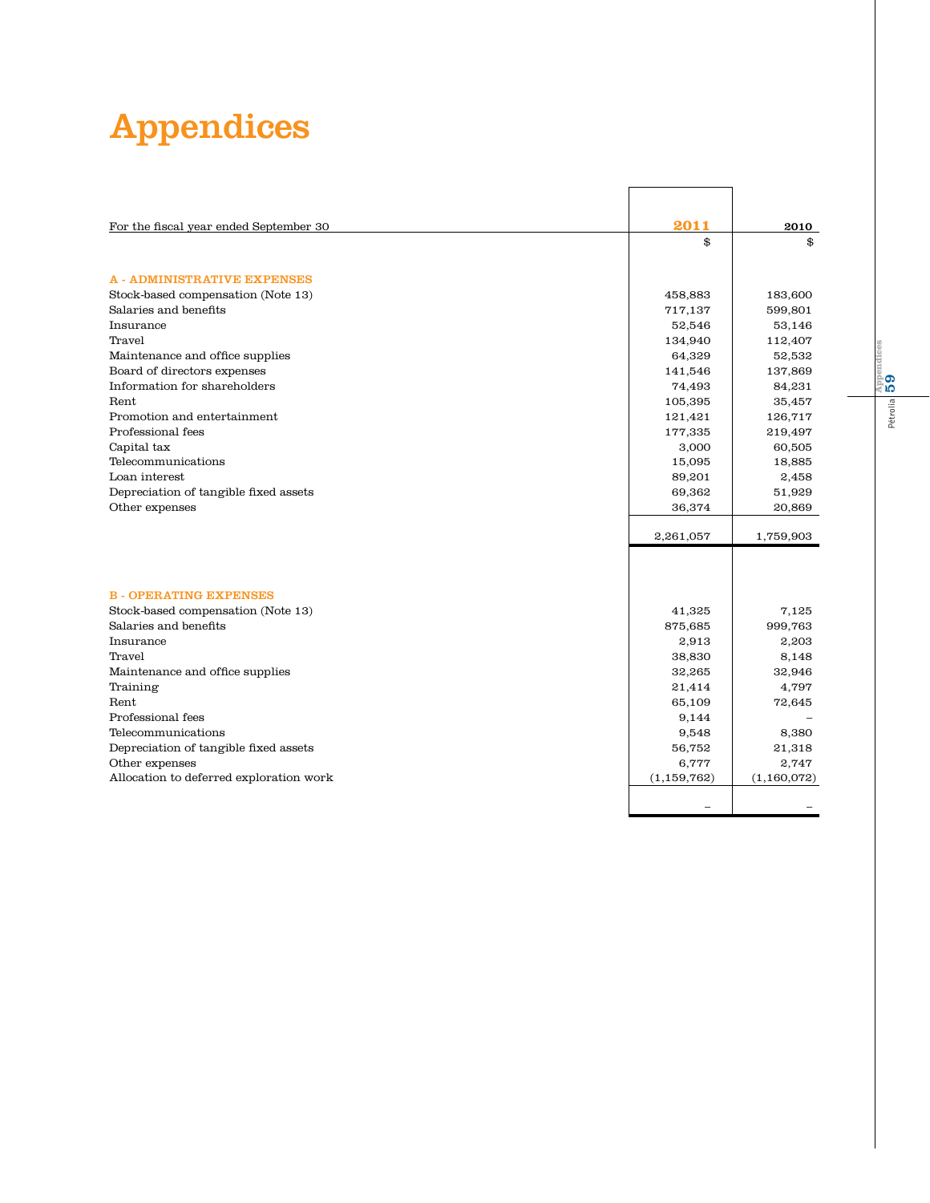# Appendices

| For the fiscal year ended September 30 | 2011 | 2010 |
|---|---|---|
| | $ | $ |
| **A - ADMINISTRATIVE EXPENSES** | | |
| Stock-based compensation (Note 13) | 458,883 | 183,600 |
| Salaries and benefits | 717,137 | 599,801 |
| Insurance | 52,546 | 53,146 |
| Travel | 134,940 | 112,407 |
| Maintenance and office supplies | 64,329 | 52,532 |
| Board of directors expenses | 141,546 | 137,869 |
| Information for shareholders | 74,493 | 84,231 |
| Rent | 105,395 | 35,457 |
| Promotion and entertainment | 121,421 | 126,717 |
| Professional fees | 177,335 | 219,497 |
| Capital tax | 3,000 | 60,505 |
| Telecommunications | 15,095 | 18,885 |
| Loan interest | 89,201 | 2,458 |
| Depreciation of tangible fixed assets | 69,362 | 51,929 |
| Other expenses | 36,374 | 20,869 |
| | 2,261,057 | 1,759,903 |
| **B - OPERATING EXPENSES** | | |
| Stock-based compensation (Note 13) | 41,325 | 7,125 |
| Salaries and benefits | 875,685 | 999,763 |
| Insurance | 2,913 | 2,203 |
| Travel | 38,830 | 8,148 |
| Maintenance and office supplies | 32,265 | 32,946 |
| Training | 21,414 | 4,797 |
| Rent | 65,109 | 72,645 |
| Professional fees | 9,144 | – |
| Telecommunications | 9,548 | 8,380 |
| Depreciation of tangible fixed assets | 56,752 | 21,318 |
| Other expenses | 6,777 | 2,747 |
| Allocation to deferred exploration work | (1,159,762) | (1,160,072) |
| | – | – |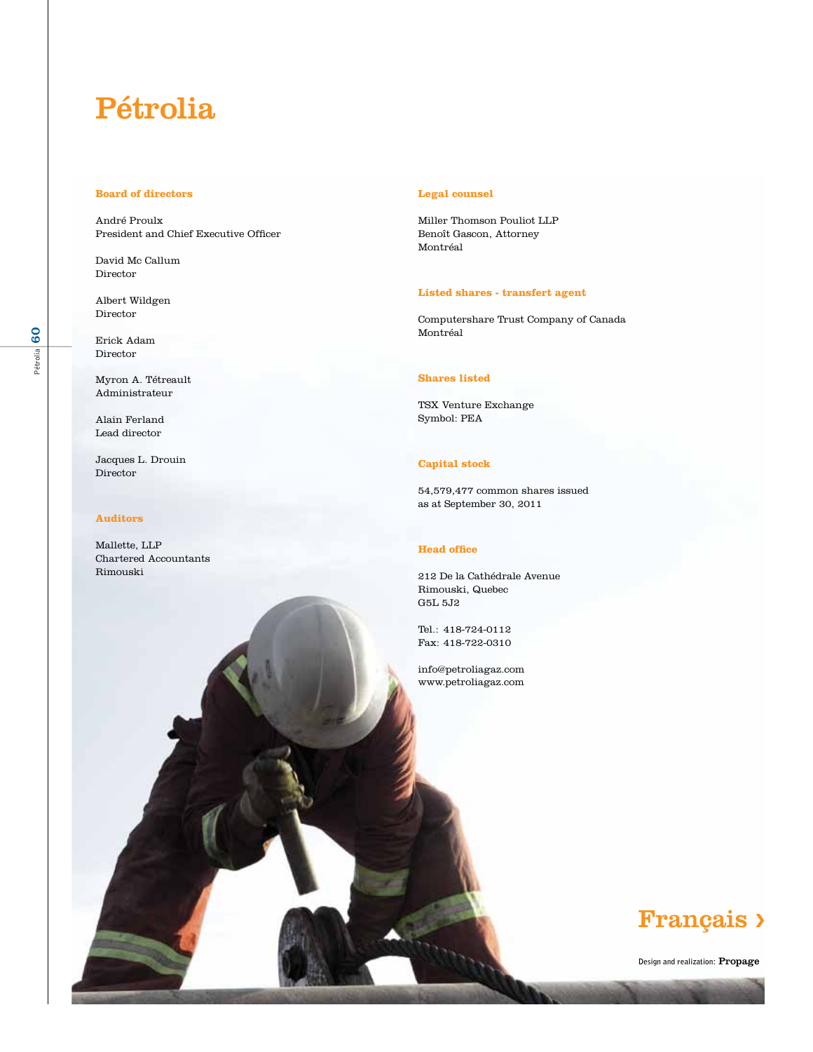# Pétrolia

### Board of directors

André Proulx
President and Chief Executive Officer

David Mc Callum
Director

Albert Wildgen
Director

Erick Adam
Director

Myron A. Tétreault
Administrateur

Alain Ferland
Lead director

Jacques L. Drouin
Director

### Auditors

Mallette, LLP
Chartered Accountants
Rimouski

### Legal counsel

Miller Thomson Pouliot LLP
Benoît Gascon, Attorney
Montréal

### Listed shares - transfert agent

Computershare Trust Company of Canada
Montréal

### Shares listed

TSX Venture Exchange
Symbol: PEA

### Capital stock

54,579,477 common shares issued
as at September 30, 2011

### Head office

212 De la Cathédrale Avenue
Rimouski, Quebec
G5L 5J2

Tel.: 418-724-0112
Fax: 418-722-0310

info@petroliagaz.com
www.petroliagaz.com

Français ›

Design and realization: **Propage**